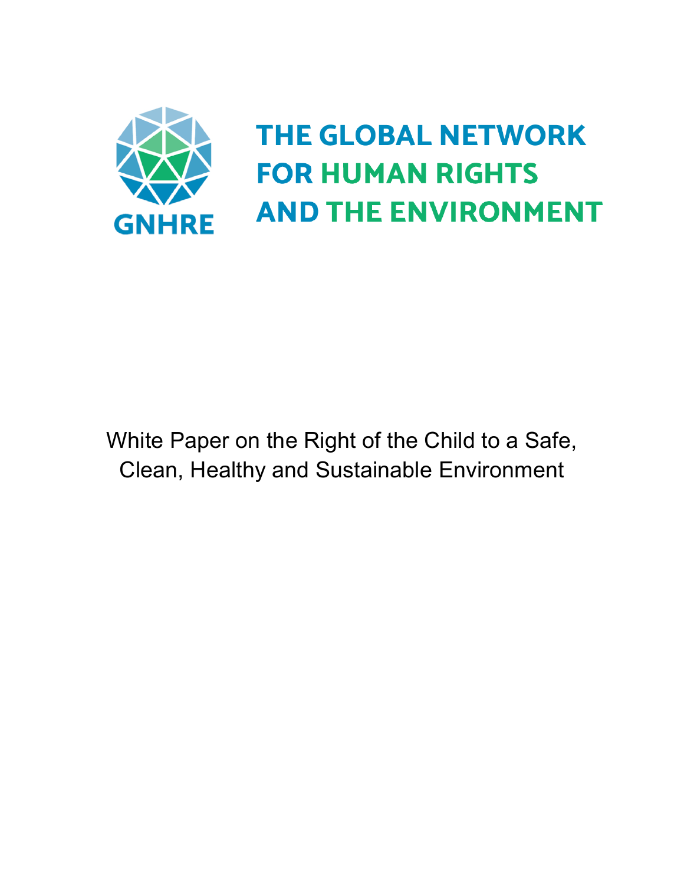GNHRE

**THE GLOBAL NETWORK FOR HUMAN RIGHTS AND THE ENVIRONMENT**

# White Paper on the Right of the Child to a Safe, Clean, Healthy and Sustainable Environment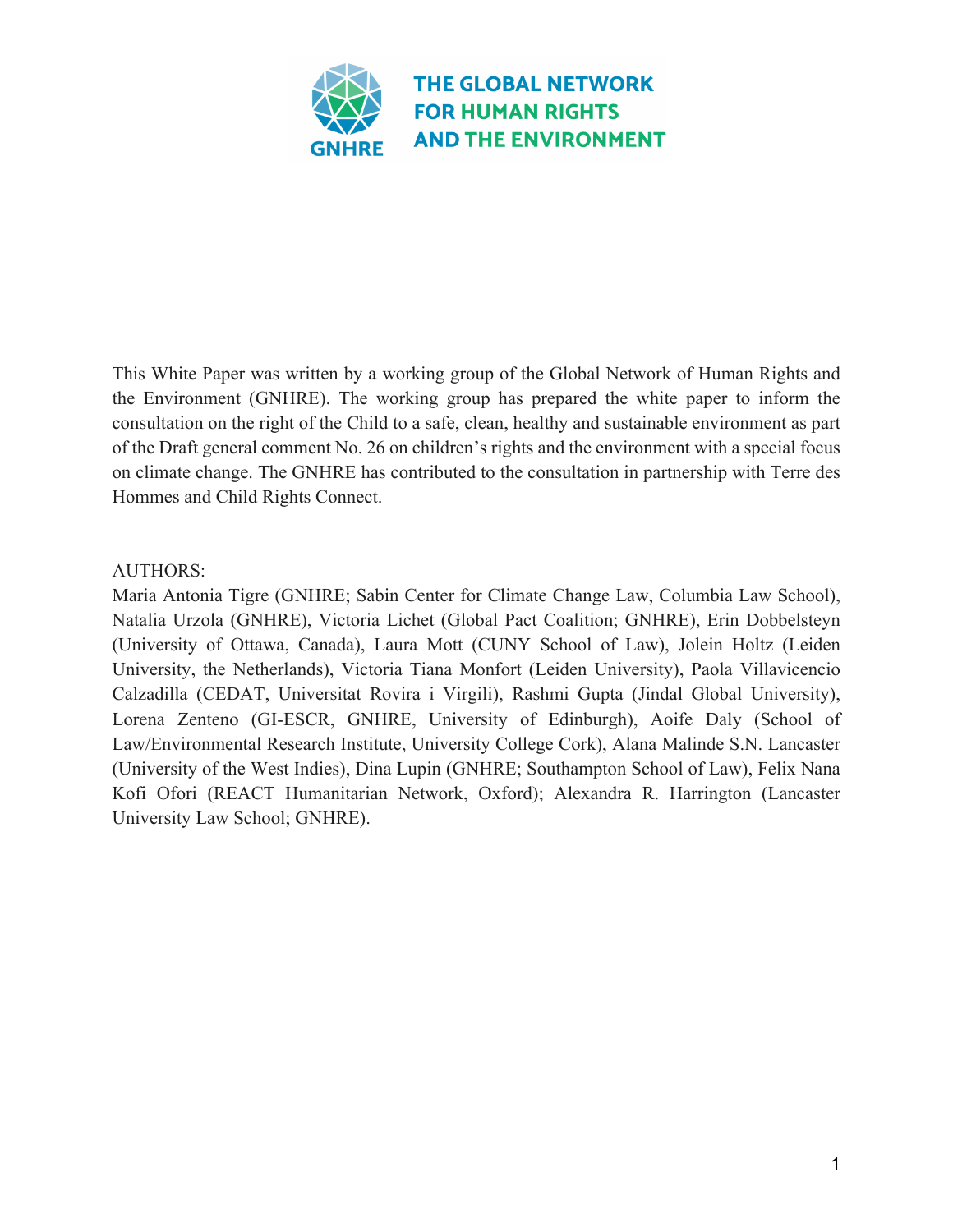THE GLOBAL NETWORK FOR HUMAN RIGHTS AND THE ENVIRONMENT

This White Paper was written by a working group of the Global Network of Human Rights and the Environment (GNHRE). The working group has prepared the white paper to inform the consultation on the right of the Child to a safe, clean, healthy and sustainable environment as part of the Draft general comment No. 26 on children's rights and the environment with a special focus on climate change. The GNHRE has contributed to the consultation in partnership with Terre des Hommes and Child Rights Connect.

AUTHORS:

Maria Antonia Tigre (GNHRE; Sabin Center for Climate Change Law, Columbia Law School), Natalia Urzola (GNHRE), Victoria Lichet (Global Pact Coalition; GNHRE), Erin Dobbelsteyn (University of Ottawa, Canada), Laura Mott (CUNY School of Law), Jolein Holtz (Leiden University, the Netherlands), Victoria Tiana Monfort (Leiden University), Paola Villavicencio Calzadilla (CEDAT, Universitat Rovira i Virgili), Rashmi Gupta (Jindal Global University), Lorena Zenteno (GI-ESCR, GNHRE, University of Edinburgh), Aoife Daly (School of Law/Environmental Research Institute, University College Cork), Alana Malinde S.N. Lancaster (University of the West Indies), Dina Lupin (GNHRE; Southampton School of Law), Felix Nana Kofi Ofori (REACT Humanitarian Network, Oxford); Alexandra R. Harrington (Lancaster University Law School; GNHRE).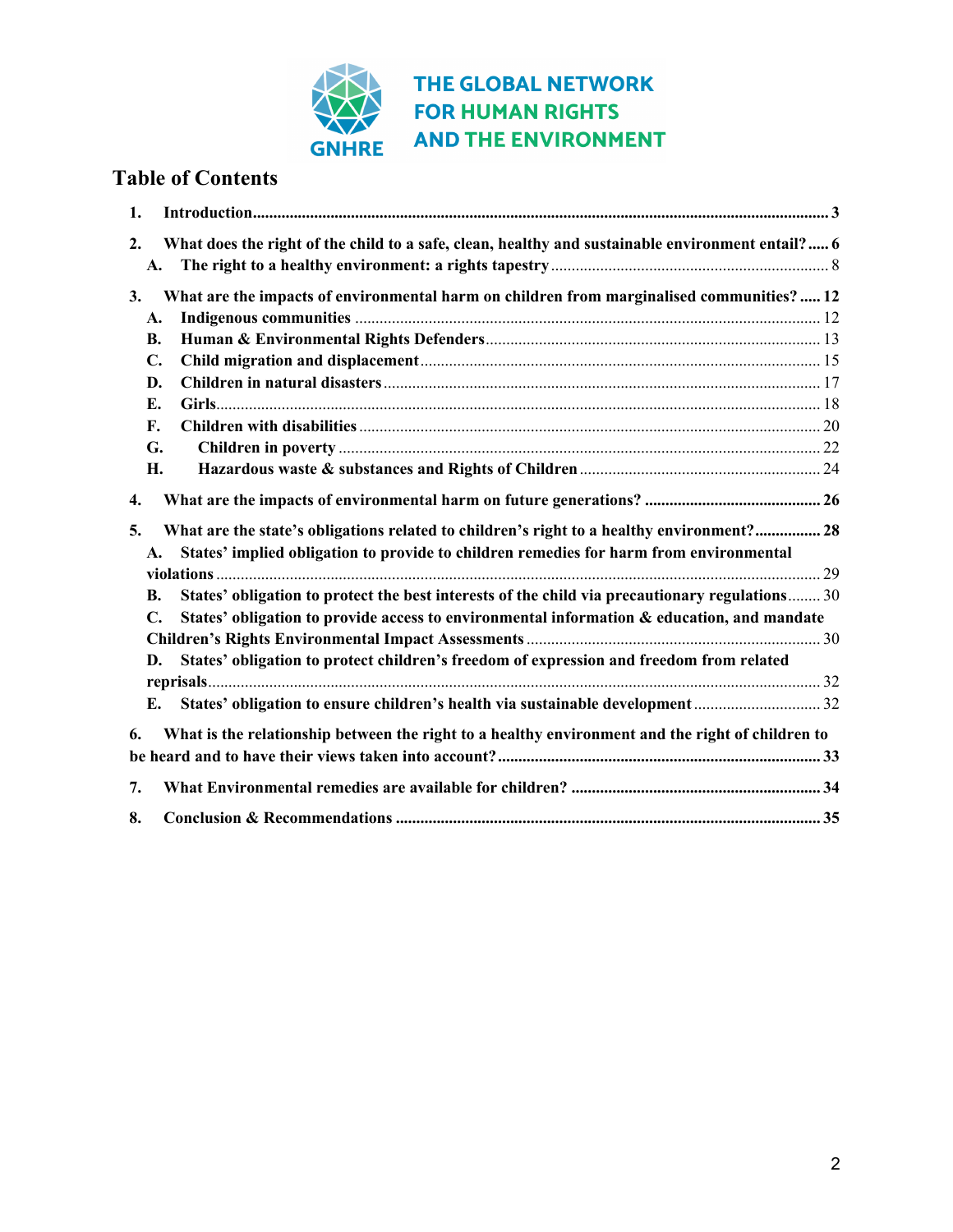THE GLOBAL NETWORK FOR HUMAN RIGHTS AND THE ENVIRONMENT

GNHRE

# Table of Contents

1. **Introduction** ........ 3
2. **What does the right of the child to a safe, clean, healthy and sustainable environment entail?** ........ 6
   - A. **The right to a healthy environment: a rights tapestry** ........ 8
3. **What are the impacts of environmental harm on children from marginalised communities?** ........ 12
   - A. **Indigenous communities** ........ 12
   - B. **Human & Environmental Rights Defenders** ........ 13
   - C. **Child migration and displacement** ........ 15
   - D. **Children in natural disasters** ........ 17
   - E. **Girls** ........ 18
   - F. **Children with disabilities** ........ 20
   - G. **Children in poverty** ........ 22
   - H. **Hazardous waste & substances and Rights of Children** ........ 24
4. **What are the impacts of environmental harm on future generations?** ........ 26
5. **What are the state's obligations related to children's right to a healthy environment?** ........ 28
   - A. **States' implied obligation to provide to children remedies for harm from environmental violations** ........ 29
   - B. **States' obligation to protect the best interests of the child via precautionary regulations** ........ 30
   - C. **States' obligation to provide access to environmental information & education, and mandate Children's Rights Environmental Impact Assessments** ........ 30
   - D. **States' obligation to protect children's freedom of expression and freedom from related reprisals** ........ 32
   - E. **States' obligation to ensure children's health via sustainable development** ........ 32
6. **What is the relationship between the right to a healthy environment and the right of children to be heard and to have their views taken into account?** ........ 33
7. **What Environmental remedies are available for children?** ........ 34
8. **Conclusion & Recommendations** ........ 35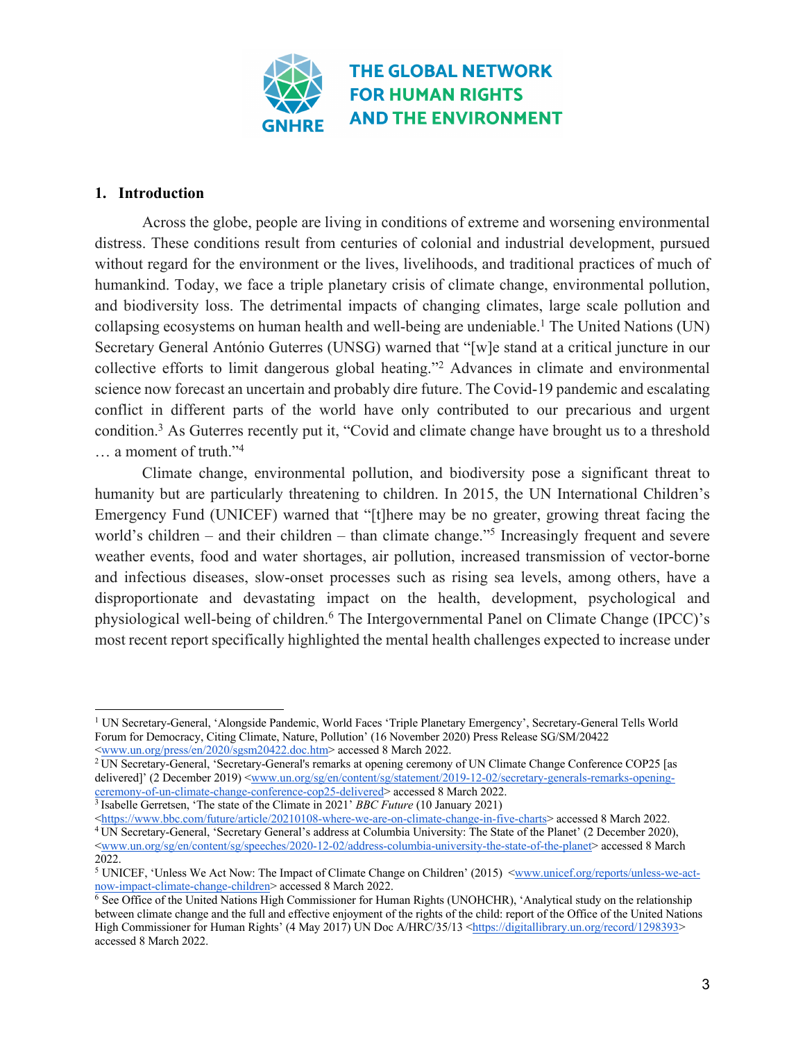## 1. Introduction

Across the globe, people are living in conditions of extreme and worsening environmental distress. These conditions result from centuries of colonial and industrial development, pursued without regard for the environment or the lives, livelihoods, and traditional practices of much of humankind. Today, we face a triple planetary crisis of climate change, environmental pollution, and biodiversity loss. The detrimental impacts of changing climates, large scale pollution and collapsing ecosystems on human health and well-being are undeniable.[1] The United Nations (UN) Secretary General António Guterres (UNSG) warned that "[w]e stand at a critical juncture in our collective efforts to limit dangerous global heating."[2] Advances in climate and environmental science now forecast an uncertain and probably dire future. The Covid-19 pandemic and escalating conflict in different parts of the world have only contributed to our precarious and urgent condition.[3] As Guterres recently put it, "Covid and climate change have brought us to a threshold … a moment of truth."[4]

Climate change, environmental pollution, and biodiversity pose a significant threat to humanity but are particularly threatening to children. In 2015, the UN International Children's Emergency Fund (UNICEF) warned that "[t]here may be no greater, growing threat facing the world's children – and their children – than climate change."[5] Increasingly frequent and severe weather events, food and water shortages, air pollution, increased transmission of vector-borne and infectious diseases, slow-onset processes such as rising sea levels, among others, have a disproportionate and devastating impact on the health, development, psychological and physiological well-being of children.[6] The Intergovernmental Panel on Climate Change (IPCC)'s most recent report specifically highlighted the mental health challenges expected to increase under

---

[1] UN Secretary-General, 'Alongside Pandemic, World Faces 'Triple Planetary Emergency', Secretary-General Tells World Forum for Democracy, Citing Climate, Nature, Pollution' (16 November 2020) Press Release SG/SM/20422 <www.un.org/press/en/2020/sgsm20422.doc.htm> accessed 8 March 2022.

[2] UN Secretary-General, 'Secretary-General's remarks at opening ceremony of UN Climate Change Conference COP25 [as delivered]' (2 December 2019) <www.un.org/sg/en/content/sg/statement/2019-12-02/secretary-generals-remarks-opening-ceremony-of-un-climate-change-conference-cop25-delivered> accessed 8 March 2022.

[3] Isabelle Gerretsen, 'The state of the Climate in 2021' *BBC Future* (10 January 2021) <https://www.bbc.com/future/article/20210108-where-we-are-on-climate-change-in-five-charts> accessed 8 March 2022.

[4] UN Secretary-General, 'Secretary General's address at Columbia University: The State of the Planet' (2 December 2020), <www.un.org/sg/en/content/sg/speeches/2020-12-02/address-columbia-university-the-state-of-the-planet> accessed 8 March 2022.

[5] UNICEF, 'Unless We Act Now: The Impact of Climate Change on Children' (2015) <www.unicef.org/reports/unless-we-act-now-impact-climate-change-children> accessed 8 March 2022.

[6] See Office of the United Nations High Commissioner for Human Rights (UNOHCHR), 'Analytical study on the relationship between climate change and the full and effective enjoyment of the rights of the child: report of the Office of the United Nations High Commissioner for Human Rights' (4 May 2017) UN Doc A/HRC/35/13 <https://digitallibrary.un.org/record/1298393> accessed 8 March 2022.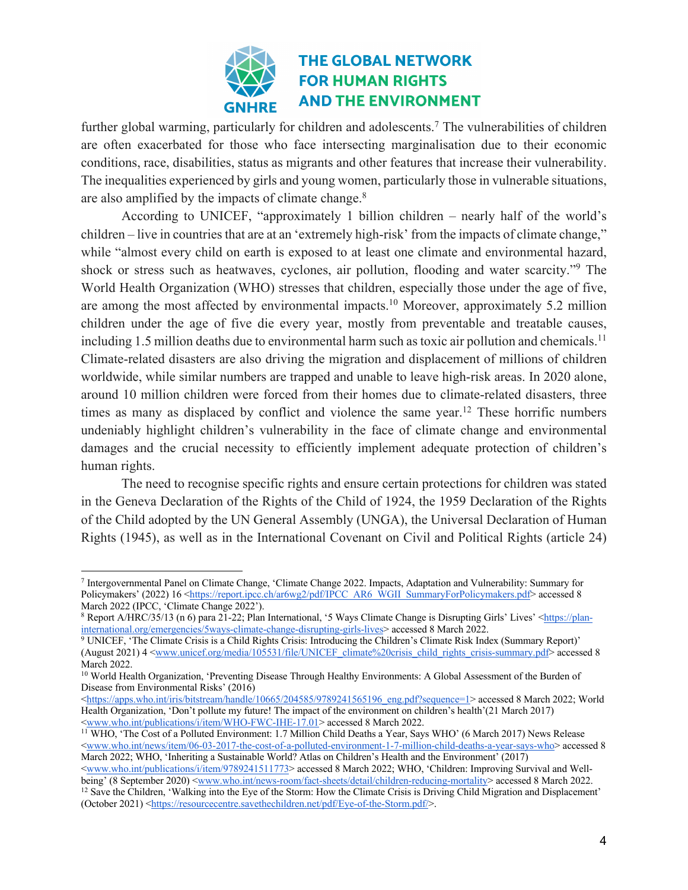further global warming, particularly for children and adolescents.[7] The vulnerabilities of children are often exacerbated for those who face intersecting marginalisation due to their economic conditions, race, disabilities, status as migrants and other features that increase their vulnerability. The inequalities experienced by girls and young women, particularly those in vulnerable situations, are also amplified by the impacts of climate change.[8]

According to UNICEF, "approximately 1 billion children – nearly half of the world's children – live in countries that are at an 'extremely high-risk' from the impacts of climate change," while "almost every child on earth is exposed to at least one climate and environmental hazard, shock or stress such as heatwaves, cyclones, air pollution, flooding and water scarcity."[9] The World Health Organization (WHO) stresses that children, especially those under the age of five, are among the most affected by environmental impacts.[10] Moreover, approximately 5.2 million children under the age of five die every year, mostly from preventable and treatable causes, including 1.5 million deaths due to environmental harm such as toxic air pollution and chemicals.[11] Climate-related disasters are also driving the migration and displacement of millions of children worldwide, while similar numbers are trapped and unable to leave high-risk areas. In 2020 alone, around 10 million children were forced from their homes due to climate-related disasters, three times as many as displaced by conflict and violence the same year.[12] These horrific numbers undeniably highlight children's vulnerability in the face of climate change and environmental damages and the crucial necessity to efficiently implement adequate protection of children's human rights.

The need to recognise specific rights and ensure certain protections for children was stated in the Geneva Declaration of the Rights of the Child of 1924, the 1959 Declaration of the Rights of the Child adopted by the UN General Assembly (UNGA), the Universal Declaration of Human Rights (1945), as well as in the International Covenant on Civil and Political Rights (article 24)

---

[7] Intergovernmental Panel on Climate Change, 'Climate Change 2022. Impacts, Adaptation and Vulnerability: Summary for Policymakers' (2022) 16 <https://report.ipcc.ch/ar6wg2/pdf/IPCC_AR6_WGII_SummaryForPolicymakers.pdf> accessed 8 March 2022 (IPCC, 'Climate Change 2022').

[8] Report A/HRC/35/13 (n 6) para 21-22; Plan International, '5 Ways Climate Change is Disrupting Girls' Lives' <https://plan-international.org/emergencies/5ways-climate-change-disrupting-girls-lives> accessed 8 March 2022.

[9] UNICEF, 'The Climate Crisis is a Child Rights Crisis: Introducing the Children's Climate Risk Index (Summary Report)' (August 2021) 4 <www.unicef.org/media/105531/file/UNICEF_climate%20crisis_child_rights_crisis-summary.pdf> accessed 8 March 2022.

[10] World Health Organization, 'Preventing Disease Through Healthy Environments: A Global Assessment of the Burden of Disease from Environmental Risks' (2016) <https://apps.who.int/iris/bitstream/handle/10665/204585/9789241565196_eng.pdf?sequence=1> accessed 8 March 2022; World Health Organization, 'Don't pollute my future! The impact of the environment on children's health'(21 March 2017) <www.who.int/publications/i/item/WHO-FWC-IHE-17.01> accessed 8 March 2022.

[11] WHO, 'The Cost of a Polluted Environment: 1.7 Million Child Deaths a Year, Says WHO' (6 March 2017) News Release <www.who.int/news/item/06-03-2017-the-cost-of-a-polluted-environment-1-7-million-child-deaths-a-year-says-who> accessed 8 March 2022; WHO, 'Inheriting a Sustainable World? Atlas on Children's Health and the Environment' (2017) <www.who.int/publications/i/item/9789241511773> accessed 8 March 2022; WHO, 'Children: Improving Survival and Well-being' (8 September 2020) <www.who.int/news-room/fact-sheets/detail/children-reducing-mortality> accessed 8 March 2022.

[12] Save the Children, 'Walking into the Eye of the Storm: How the Climate Crisis is Driving Child Migration and Displacement' (October 2021) <https://resourcecentre.savethechildren.net/pdf/Eye-of-the-Storm.pdf/>.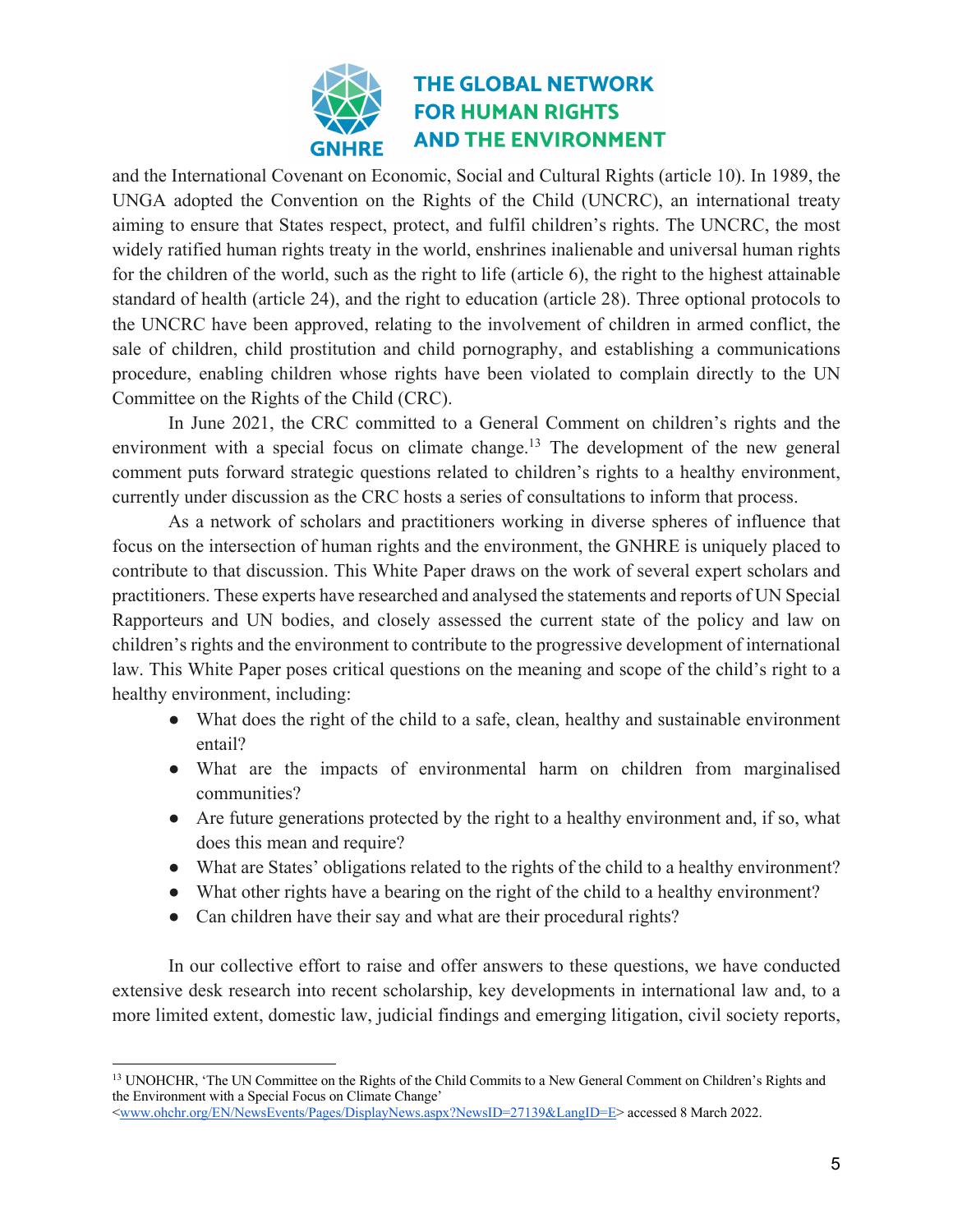and the International Covenant on Economic, Social and Cultural Rights (article 10). In 1989, the UNGA adopted the Convention on the Rights of the Child (UNCRC), an international treaty aiming to ensure that States respect, protect, and fulfil children's rights. The UNCRC, the most widely ratified human rights treaty in the world, enshrines inalienable and universal human rights for the children of the world, such as the right to life (article 6), the right to the highest attainable standard of health (article 24), and the right to education (article 28). Three optional protocols to the UNCRC have been approved, relating to the involvement of children in armed conflict, the sale of children, child prostitution and child pornography, and establishing a communications procedure, enabling children whose rights have been violated to complain directly to the UN Committee on the Rights of the Child (CRC).

In June 2021, the CRC committed to a General Comment on children's rights and the environment with a special focus on climate change.[13] The development of the new general comment puts forward strategic questions related to children's rights to a healthy environment, currently under discussion as the CRC hosts a series of consultations to inform that process.

As a network of scholars and practitioners working in diverse spheres of influence that focus on the intersection of human rights and the environment, the GNHRE is uniquely placed to contribute to that discussion. This White Paper draws on the work of several expert scholars and practitioners. These experts have researched and analysed the statements and reports of UN Special Rapporteurs and UN bodies, and closely assessed the current state of the policy and law on children's rights and the environment to contribute to the progressive development of international law. This White Paper poses critical questions on the meaning and scope of the child's right to a healthy environment, including:

- What does the right of the child to a safe, clean, healthy and sustainable environment entail?
- What are the impacts of environmental harm on children from marginalised communities?
- Are future generations protected by the right to a healthy environment and, if so, what does this mean and require?
- What are States' obligations related to the rights of the child to a healthy environment?
- What other rights have a bearing on the right of the child to a healthy environment?
- Can children have their say and what are their procedural rights?

In our collective effort to raise and offer answers to these questions, we have conducted extensive desk research into recent scholarship, key developments in international law and, to a more limited extent, domestic law, judicial findings and emerging litigation, civil society reports,

---

[13] UNOHCHR, 'The UN Committee on the Rights of the Child Commits to a New General Comment on Children's Rights and the Environment with a Special Focus on Climate Change' <www.ohchr.org/EN/NewsEvents/Pages/DisplayNews.aspx?NewsID=27139&LangID=E> accessed 8 March 2022.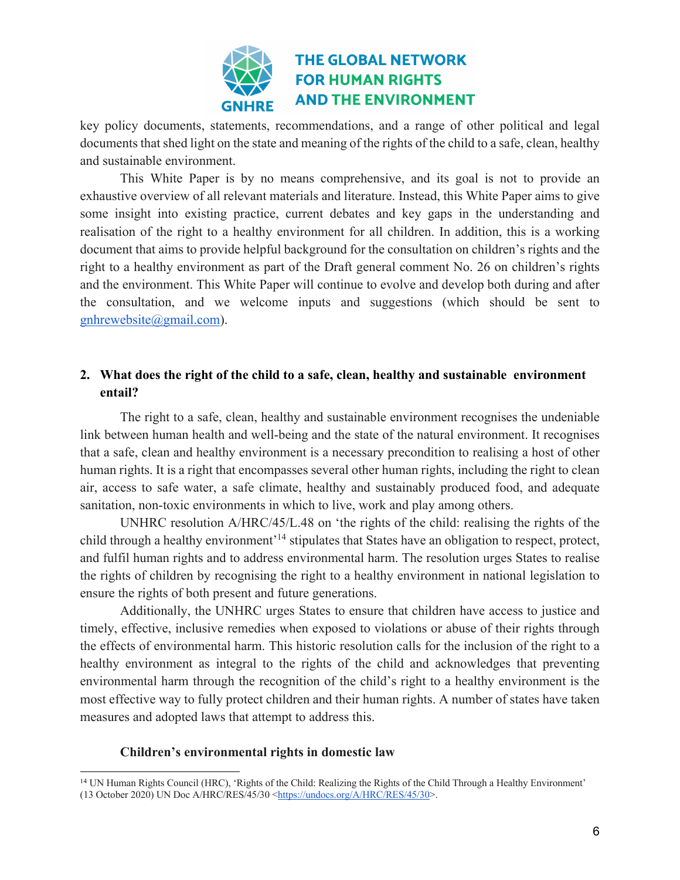key policy documents, statements, recommendations, and a range of other political and legal documents that shed light on the state and meaning of the rights of the child to a safe, clean, healthy and sustainable environment.

This White Paper is by no means comprehensive, and its goal is not to provide an exhaustive overview of all relevant materials and literature. Instead, this White Paper aims to give some insight into existing practice, current debates and key gaps in the understanding and realisation of the right to a healthy environment for all children. In addition, this is a working document that aims to provide helpful background for the consultation on children's rights and the right to a healthy environment as part of the Draft general comment No. 26 on children's rights and the environment. This White Paper will continue to evolve and develop both during and after the consultation, and we welcome inputs and suggestions (which should be sent to gnhrewebsite@gmail.com).

## 2. What does the right of the child to a safe, clean, healthy and sustainable environment entail?

The right to a safe, clean, healthy and sustainable environment recognises the undeniable link between human health and well-being and the state of the natural environment. It recognises that a safe, clean and healthy environment is a necessary precondition to realising a host of other human rights. It is a right that encompasses several other human rights, including the right to clean air, access to safe water, a safe climate, healthy and sustainably produced food, and adequate sanitation, non-toxic environments in which to live, work and play among others.

UNHRC resolution A/HRC/45/L.48 on 'the rights of the child: realising the rights of the child through a healthy environment'[14] stipulates that States have an obligation to respect, protect, and fulfil human rights and to address environmental harm. The resolution urges States to realise the rights of children by recognising the right to a healthy environment in national legislation to ensure the rights of both present and future generations.

Additionally, the UNHRC urges States to ensure that children have access to justice and timely, effective, inclusive remedies when exposed to violations or abuse of their rights through the effects of environmental harm. This historic resolution calls for the inclusion of the right to a healthy environment as integral to the rights of the child and acknowledges that preventing environmental harm through the recognition of the child's right to a healthy environment is the most effective way to fully protect children and their human rights. A number of states have taken measures and adopted laws that attempt to address this.

### Children's environmental rights in domestic law

[14] UN Human Rights Council (HRC), 'Rights of the Child: Realizing the Rights of the Child Through a Healthy Environment' (13 October 2020) UN Doc A/HRC/RES/45/30 <https://undocs.org/A/HRC/RES/45/30>.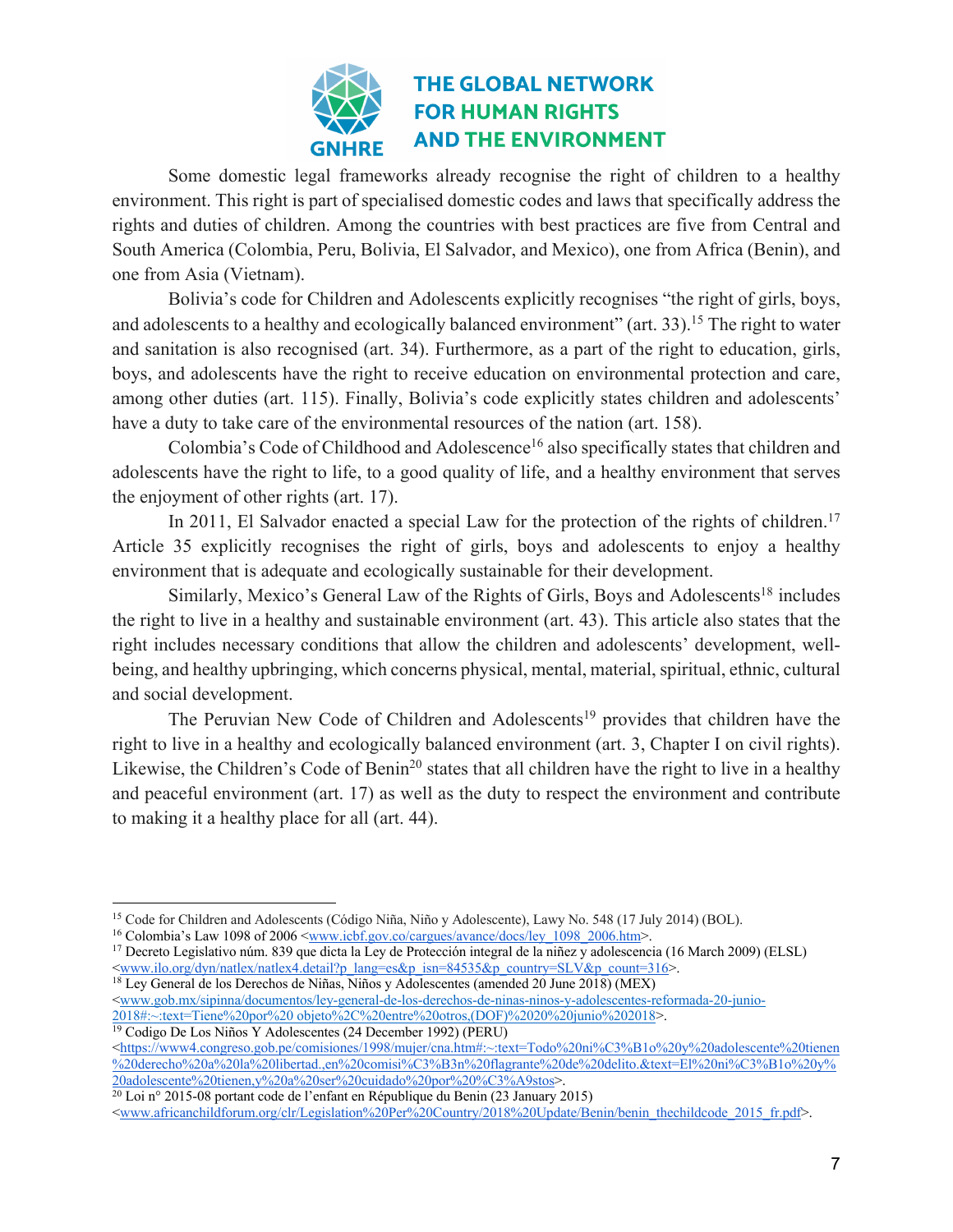Some domestic legal frameworks already recognise the right of children to a healthy environment. This right is part of specialised domestic codes and laws that specifically address the rights and duties of children. Among the countries with best practices are five from Central and South America (Colombia, Peru, Bolivia, El Salvador, and Mexico), one from Africa (Benin), and one from Asia (Vietnam).

Bolivia's code for Children and Adolescents explicitly recognises "the right of girls, boys, and adolescents to a healthy and ecologically balanced environment" (art. 33).[15] The right to water and sanitation is also recognised (art. 34). Furthermore, as a part of the right to education, girls, boys, and adolescents have the right to receive education on environmental protection and care, among other duties (art. 115). Finally, Bolivia's code explicitly states children and adolescents' have a duty to take care of the environmental resources of the nation (art. 158).

Colombia's Code of Childhood and Adolescence[16] also specifically states that children and adolescents have the right to life, to a good quality of life, and a healthy environment that serves the enjoyment of other rights (art. 17).

In 2011, El Salvador enacted a special Law for the protection of the rights of children.[17] Article 35 explicitly recognises the right of girls, boys and adolescents to enjoy a healthy environment that is adequate and ecologically sustainable for their development.

Similarly, Mexico's General Law of the Rights of Girls, Boys and Adolescents[18] includes the right to live in a healthy and sustainable environment (art. 43). This article also states that the right includes necessary conditions that allow the children and adolescents' development, well-being, and healthy upbringing, which concerns physical, mental, material, spiritual, ethnic, cultural and social development.

The Peruvian New Code of Children and Adolescents[19] provides that children have the right to live in a healthy and ecologically balanced environment (art. 3, Chapter I on civil rights). Likewise, the Children's Code of Benin[20] states that all children have the right to live in a healthy and peaceful environment (art. 17) as well as the duty to respect the environment and contribute to making it a healthy place for all (art. 44).

---

[15] Code for Children and Adolescents (Código Niña, Niño y Adolescente), Lawy No. 548 (17 July 2014) (BOL).

[16] Colombia's Law 1098 of 2006 <www.icbf.gov.co/cargues/avance/docs/ley_1098_2006.htm>.

[17] Decreto Legislativo núm. 839 que dicta la Ley de Protección integral de la niñez y adolescencia (16 March 2009) (ELSL) <www.ilo.org/dyn/natlex/natlex4.detail?p_lang=es&p_isn=84535&p_country=SLV&p_count=316>.

[18] Ley General de los Derechos de Niñas, Niños y Adolescentes (amended 20 June 2018) (MEX) <www.gob.mx/sipinna/documentos/ley-general-de-los-derechos-de-ninas-ninos-y-adolescentes-reformada-20-junio-2018#:~:text=Tiene%20por%20 objeto%2C%20entre%20otros,(DOF)%2020%20junio%202018>.

[19] Codigo De Los Niños Y Adolescentes (24 December 1992) (PERU) <https://www4.congreso.gob.pe/comisiones/1998/mujer/cna.htm#:~:text=Todo%20ni%C3%B1o%20y%20adolescente%20tienen%20derecho%20a%20la%20libertad.,en%20comisi%C3%B3n%20flagrante%20de%20delito.&text=El%20ni%C3%B1o%20y%20adolescente%20tienen,y%20a%20ser%20cuidado%20por%20%C3%A9stos>.

[20] Loi n° 2015-08 portant code de l'enfant en République du Benin (23 January 2015) <www.africanchildforum.org/clr/Legislation%20Per%20Country/2018%20Update/Benin/benin_thechildcode_2015_fr.pdf>.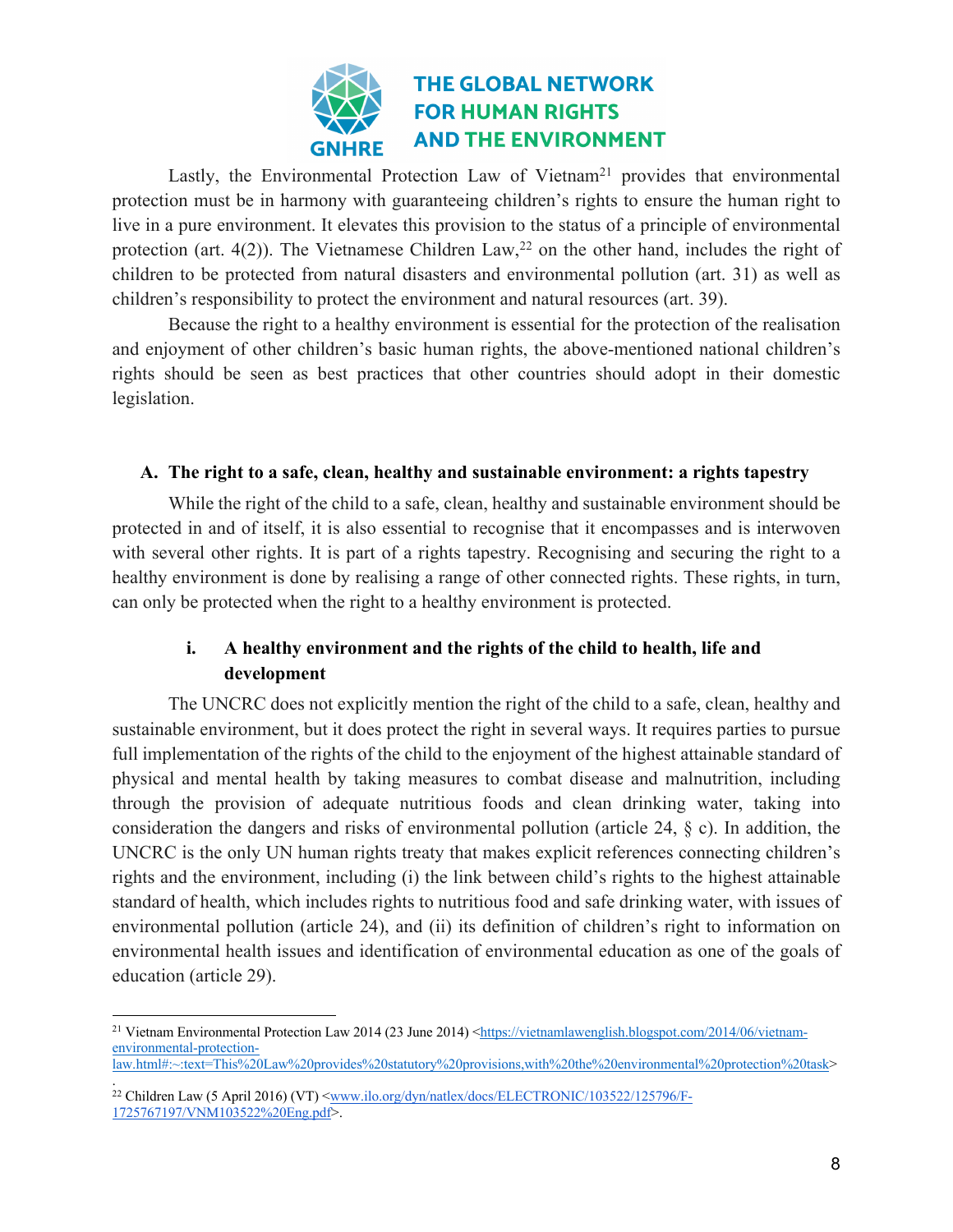Lastly, the Environmental Protection Law of Vietnam[21] provides that environmental protection must be in harmony with guaranteeing children's rights to ensure the human right to live in a pure environment. It elevates this provision to the status of a principle of environmental protection (art. 4(2)). The Vietnamese Children Law,[22] on the other hand, includes the right of children to be protected from natural disasters and environmental pollution (art. 31) as well as children's responsibility to protect the environment and natural resources (art. 39).

Because the right to a healthy environment is essential for the protection of the realisation and enjoyment of other children's basic human rights, the above-mentioned national children's rights should be seen as best practices that other countries should adopt in their domestic legislation.

### A. The right to a safe, clean, healthy and sustainable environment: a rights tapestry

While the right of the child to a safe, clean, healthy and sustainable environment should be protected in and of itself, it is also essential to recognise that it encompasses and is interwoven with several other rights. It is part of a rights tapestry. Recognising and securing the right to a healthy environment is done by realising a range of other connected rights. These rights, in turn, can only be protected when the right to a healthy environment is protected.

#### i. A healthy environment and the rights of the child to health, life and development

The UNCRC does not explicitly mention the right of the child to a safe, clean, healthy and sustainable environment, but it does protect the right in several ways. It requires parties to pursue full implementation of the rights of the child to the enjoyment of the highest attainable standard of physical and mental health by taking measures to combat disease and malnutrition, including through the provision of adequate nutritious foods and clean drinking water, taking into consideration the dangers and risks of environmental pollution (article 24, § c). In addition, the UNCRC is the only UN human rights treaty that makes explicit references connecting children's rights and the environment, including (i) the link between child's rights to the highest attainable standard of health, which includes rights to nutritious food and safe drinking water, with issues of environmental pollution (article 24), and (ii) its definition of children's right to information on environmental health issues and identification of environmental education as one of the goals of education (article 29).

---

[21] Vietnam Environmental Protection Law 2014 (23 June 2014) <https://vietnamlawenglish.blogspot.com/2014/06/vietnam-environmental-protection-law.html#:~:text=This%20Law%20provides%20statutory%20provisions,with%20the%20environmental%20protection%20task>.

[22] Children Law (5 April 2016) (VT) <www.ilo.org/dyn/natlex/docs/ELECTRONIC/103522/125796/F-1725767197/VNM103522%20Eng.pdf>.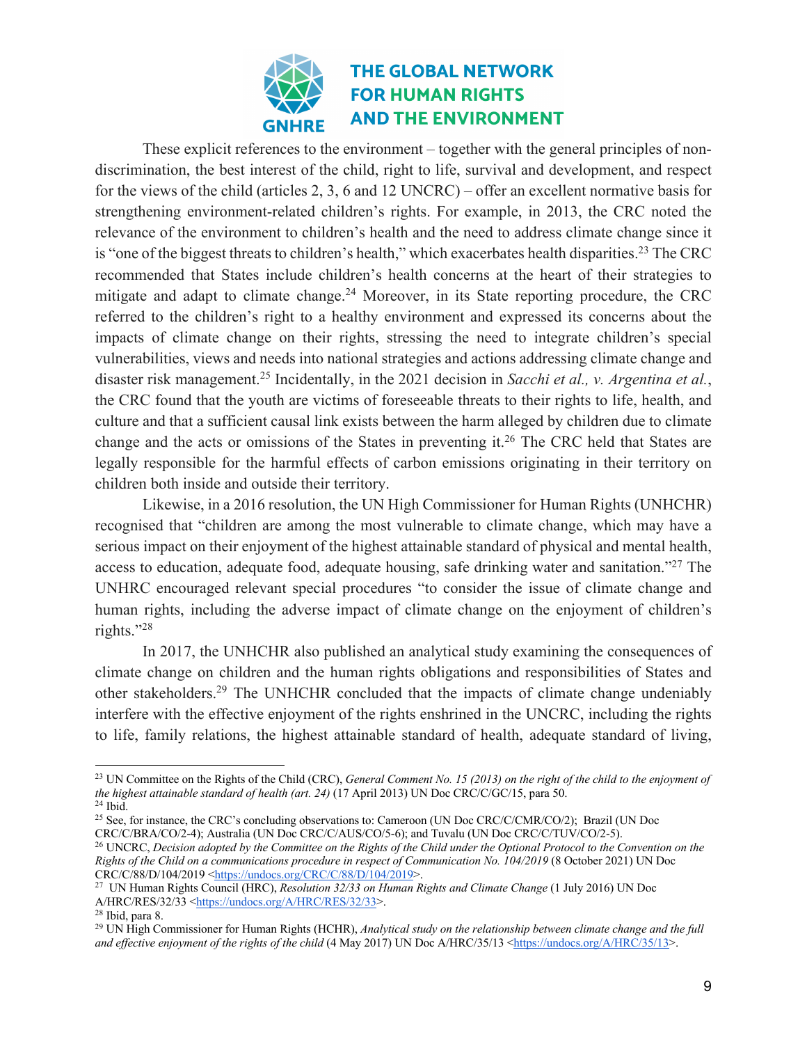These explicit references to the environment – together with the general principles of non-discrimination, the best interest of the child, right to life, survival and development, and respect for the views of the child (articles 2, 3, 6 and 12 UNCRC) – offer an excellent normative basis for strengthening environment-related children's rights. For example, in 2013, the CRC noted the relevance of the environment to children's health and the need to address climate change since it is "one of the biggest threats to children's health," which exacerbates health disparities.[23] The CRC recommended that States include children's health concerns at the heart of their strategies to mitigate and adapt to climate change.[24] Moreover, in its State reporting procedure, the CRC referred to the children's right to a healthy environment and expressed its concerns about the impacts of climate change on their rights, stressing the need to integrate children's special vulnerabilities, views and needs into national strategies and actions addressing climate change and disaster risk management.[25] Incidentally, in the 2021 decision in *Sacchi et al., v. Argentina et al.*, the CRC found that the youth are victims of foreseeable threats to their rights to life, health, and culture and that a sufficient causal link exists between the harm alleged by children due to climate change and the acts or omissions of the States in preventing it.[26] The CRC held that States are legally responsible for the harmful effects of carbon emissions originating in their territory on children both inside and outside their territory.

Likewise, in a 2016 resolution, the UN High Commissioner for Human Rights (UNHCHR) recognised that "children are among the most vulnerable to climate change, which may have a serious impact on their enjoyment of the highest attainable standard of physical and mental health, access to education, adequate food, adequate housing, safe drinking water and sanitation."[27] The UNHRC encouraged relevant special procedures "to consider the issue of climate change and human rights, including the adverse impact of climate change on the enjoyment of children's rights."[28]

In 2017, the UNHCHR also published an analytical study examining the consequences of climate change on children and the human rights obligations and responsibilities of States and other stakeholders.[29] The UNHCHR concluded that the impacts of climate change undeniably interfere with the effective enjoyment of the rights enshrined in the UNCRC, including the rights to life, family relations, the highest attainable standard of health, adequate standard of living,

---

[23] UN Committee on the Rights of the Child (CRC), *General Comment No. 15 (2013) on the right of the child to the enjoyment of the highest attainable standard of health (art. 24)* (17 April 2013) UN Doc CRC/C/GC/15, para 50.

[24] Ibid.

[25] See, for instance, the CRC's concluding observations to: Cameroon (UN Doc CRC/C/CMR/CO/2); Brazil (UN Doc CRC/C/BRA/CO/2-4); Australia (UN Doc CRC/C/AUS/CO/5-6); and Tuvalu (UN Doc CRC/C/TUV/CO/2-5).

[26] UNCRC, *Decision adopted by the Committee on the Rights of the Child under the Optional Protocol to the Convention on the Rights of the Child on a communications procedure in respect of Communication No. 104/2019* (8 October 2021) UN Doc CRC/C/88/D/104/2019 <https://undocs.org/CRC/C/88/D/104/2019>.

[27] UN Human Rights Council (HRC), *Resolution 32/33 on Human Rights and Climate Change* (1 July 2016) UN Doc A/HRC/RES/32/33 <https://undocs.org/A/HRC/RES/32/33>.

[28] Ibid, para 8.

[29] UN High Commissioner for Human Rights (HCHR), *Analytical study on the relationship between climate change and the full and effective enjoyment of the rights of the child* (4 May 2017) UN Doc A/HRC/35/13 <https://undocs.org/A/HRC/35/13>.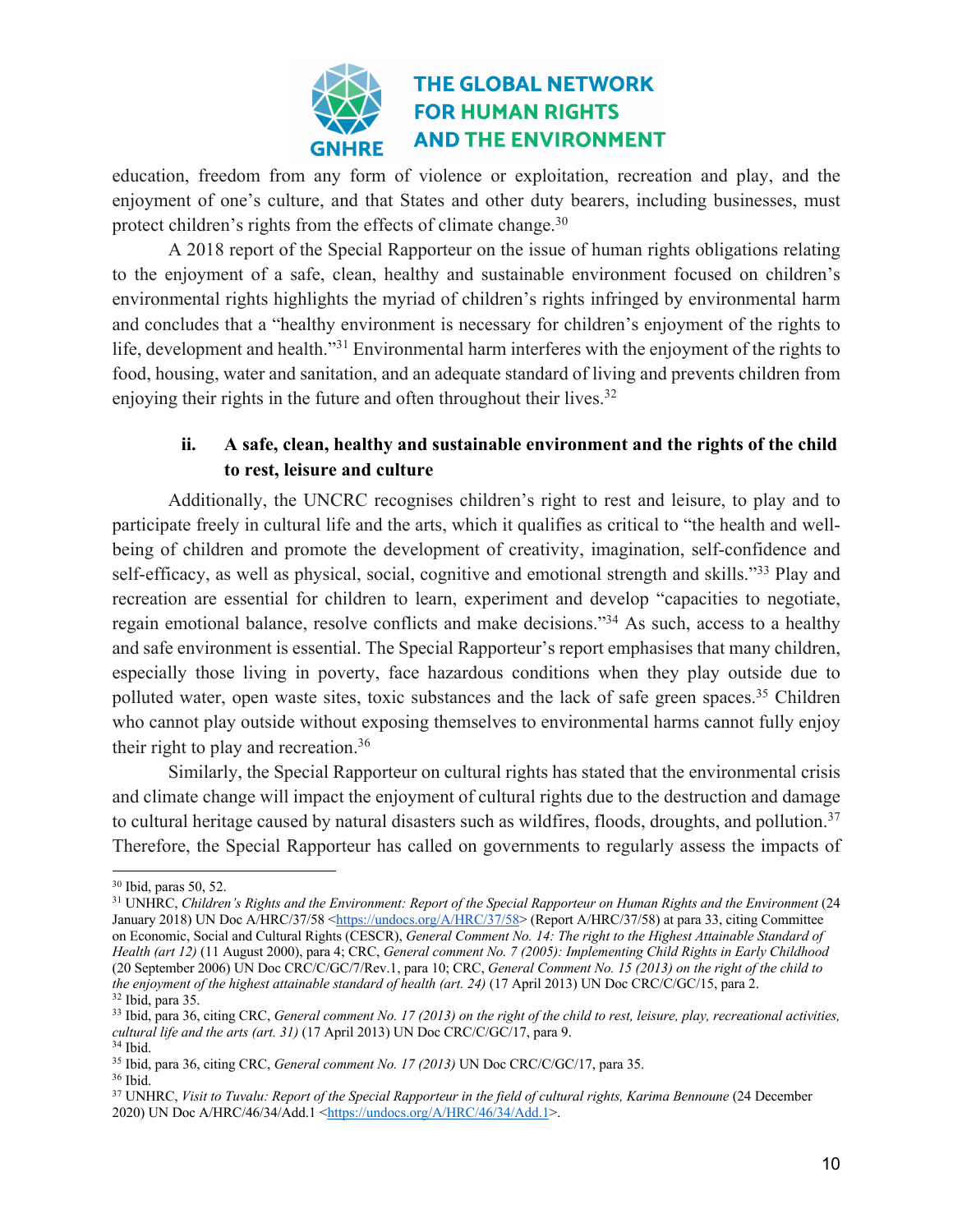education, freedom from any form of violence or exploitation, recreation and play, and the enjoyment of one's culture, and that States and other duty bearers, including businesses, must protect children's rights from the effects of climate change.[30]

A 2018 report of the Special Rapporteur on the issue of human rights obligations relating to the enjoyment of a safe, clean, healthy and sustainable environment focused on children's environmental rights highlights the myriad of children's rights infringed by environmental harm and concludes that a "healthy environment is necessary for children's enjoyment of the rights to life, development and health."[31] Environmental harm interferes with the enjoyment of the rights to food, housing, water and sanitation, and an adequate standard of living and prevents children from enjoying their rights in the future and often throughout their lives.[32]

### ii. A safe, clean, healthy and sustainable environment and the rights of the child to rest, leisure and culture

Additionally, the UNCRC recognises children's right to rest and leisure, to play and to participate freely in cultural life and the arts, which it qualifies as critical to "the health and well-being of children and promote the development of creativity, imagination, self-confidence and self-efficacy, as well as physical, social, cognitive and emotional strength and skills."[33] Play and recreation are essential for children to learn, experiment and develop "capacities to negotiate, regain emotional balance, resolve conflicts and make decisions."[34] As such, access to a healthy and safe environment is essential. The Special Rapporteur's report emphasises that many children, especially those living in poverty, face hazardous conditions when they play outside due to polluted water, open waste sites, toxic substances and the lack of safe green spaces.[35] Children who cannot play outside without exposing themselves to environmental harms cannot fully enjoy their right to play and recreation.[36]

Similarly, the Special Rapporteur on cultural rights has stated that the environmental crisis and climate change will impact the enjoyment of cultural rights due to the destruction and damage to cultural heritage caused by natural disasters such as wildfires, floods, droughts, and pollution.[37] Therefore, the Special Rapporteur has called on governments to regularly assess the impacts of

---

[30] Ibid, paras 50, 52.

[31] UNHRC, *Children's Rights and the Environment: Report of the Special Rapporteur on Human Rights and the Environment* (24 January 2018) UN Doc A/HRC/37/58 <https://undocs.org/A/HRC/37/58> (Report A/HRC/37/58) at para 33, citing Committee on Economic, Social and Cultural Rights (CESCR), *General Comment No. 14: The right to the Highest Attainable Standard of Health (art 12)* (11 August 2000), para 4; CRC, *General comment No. 7 (2005): Implementing Child Rights in Early Childhood* (20 September 2006) UN Doc CRC/C/GC/7/Rev.1, para 10; CRC, *General Comment No. 15 (2013) on the right of the child to the enjoyment of the highest attainable standard of health (art. 24)* (17 April 2013) UN Doc CRC/C/GC/15, para 2.

[32] Ibid, para 35.

[33] Ibid, para 36, citing CRC, *General comment No. 17 (2013) on the right of the child to rest, leisure, play, recreational activities, cultural life and the arts (art. 31)* (17 April 2013) UN Doc CRC/C/GC/17, para 9.

[34] Ibid.

[35] Ibid, para 36, citing CRC, *General comment No. 17 (2013)* UN Doc CRC/C/GC/17, para 35.

[36] Ibid.

[37] UNHRC, *Visit to Tuvalu: Report of the Special Rapporteur in the field of cultural rights, Karima Bennoune* (24 December 2020) UN Doc A/HRC/46/34/Add.1 <https://undocs.org/A/HRC/46/34/Add.1>.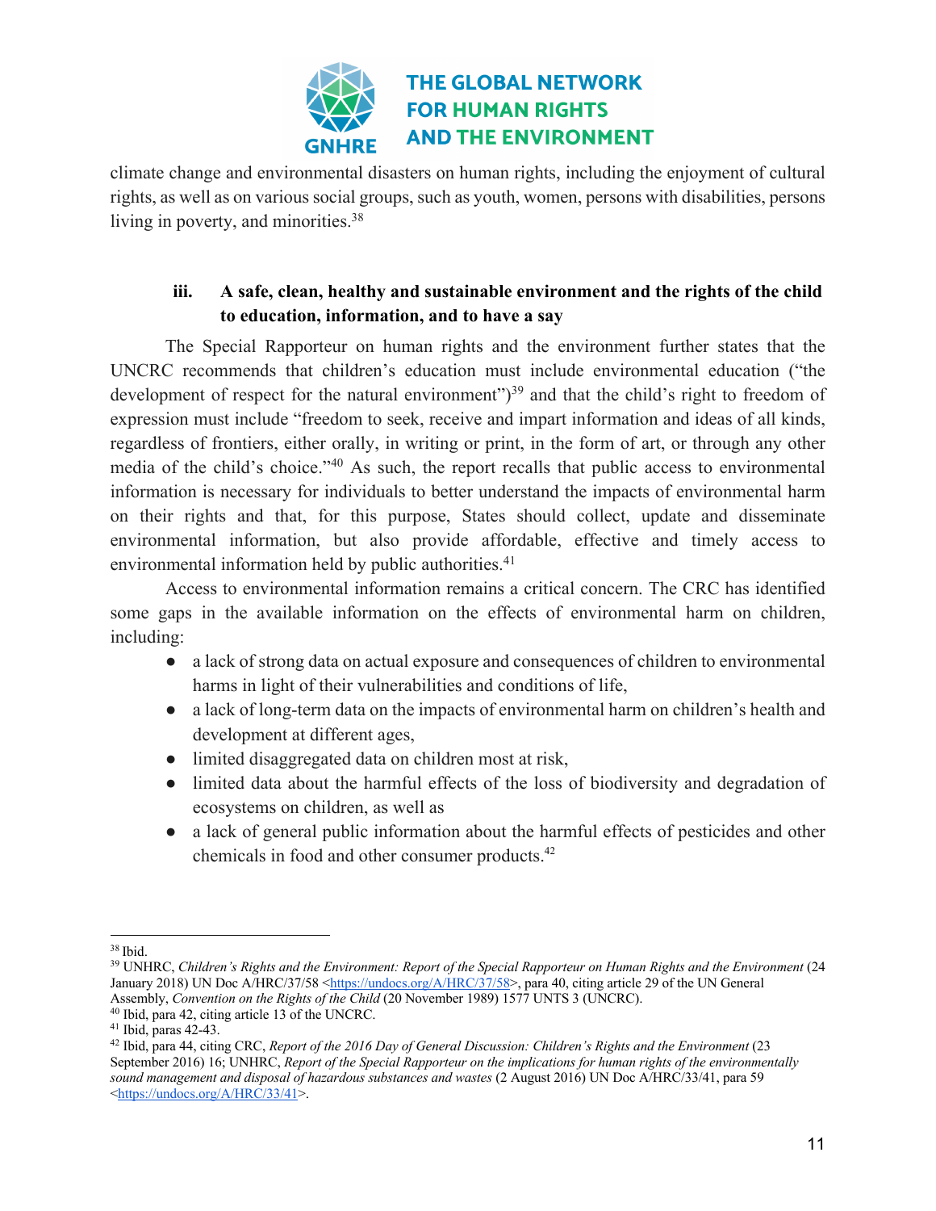climate change and environmental disasters on human rights, including the enjoyment of cultural rights, as well as on various social groups, such as youth, women, persons with disabilities, persons living in poverty, and minorities.[38]

### iii. A safe, clean, healthy and sustainable environment and the rights of the child to education, information, and to have a say

The Special Rapporteur on human rights and the environment further states that the UNCRC recommends that children's education must include environmental education ("the development of respect for the natural environment")[39] and that the child's right to freedom of expression must include "freedom to seek, receive and impart information and ideas of all kinds, regardless of frontiers, either orally, in writing or print, in the form of art, or through any other media of the child's choice."[40] As such, the report recalls that public access to environmental information is necessary for individuals to better understand the impacts of environmental harm on their rights and that, for this purpose, States should collect, update and disseminate environmental information, but also provide affordable, effective and timely access to environmental information held by public authorities.[41]

Access to environmental information remains a critical concern. The CRC has identified some gaps in the available information on the effects of environmental harm on children, including:

- a lack of strong data on actual exposure and consequences of children to environmental harms in light of their vulnerabilities and conditions of life,
- a lack of long-term data on the impacts of environmental harm on children's health and development at different ages,
- limited disaggregated data on children most at risk,
- limited data about the harmful effects of the loss of biodiversity and degradation of ecosystems on children, as well as
- a lack of general public information about the harmful effects of pesticides and other chemicals in food and other consumer products.[42]

---

[38] Ibid.

[39] UNHRC, *Children's Rights and the Environment: Report of the Special Rapporteur on Human Rights and the Environment* (24 January 2018) UN Doc A/HRC/37/58 <https://undocs.org/A/HRC/37/58>, para 40, citing article 29 of the UN General Assembly, *Convention on the Rights of the Child* (20 November 1989) 1577 UNTS 3 (UNCRC).

[40] Ibid, para 42, citing article 13 of the UNCRC.

[41] Ibid, paras 42-43.

[42] Ibid, para 44, citing CRC, *Report of the 2016 Day of General Discussion: Children's Rights and the Environment* (23 September 2016) 16; UNHRC, *Report of the Special Rapporteur on the implications for human rights of the environmentally sound management and disposal of hazardous substances and wastes* (2 August 2016) UN Doc A/HRC/33/41, para 59 <https://undocs.org/A/HRC/33/41>.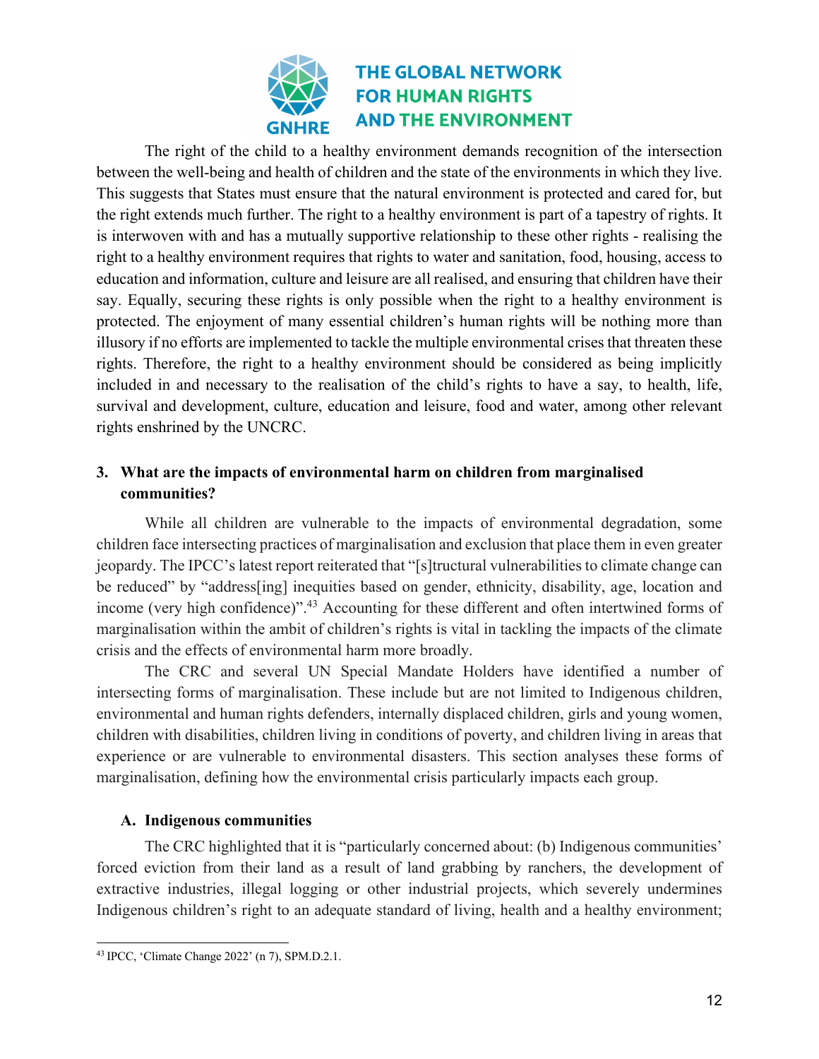The right of the child to a healthy environment demands recognition of the intersection between the well-being and health of children and the state of the environments in which they live. This suggests that States must ensure that the natural environment is protected and cared for, but the right extends much further. The right to a healthy environment is part of a tapestry of rights. It is interwoven with and has a mutually supportive relationship to these other rights - realising the right to a healthy environment requires that rights to water and sanitation, food, housing, access to education and information, culture and leisure are all realised, and ensuring that children have their say. Equally, securing these rights is only possible when the right to a healthy environment is protected. The enjoyment of many essential children's human rights will be nothing more than illusory if no efforts are implemented to tackle the multiple environmental crises that threaten these rights. Therefore, the right to a healthy environment should be considered as being implicitly included in and necessary to the realisation of the child's rights to have a say, to health, life, survival and development, culture, education and leisure, food and water, among other relevant rights enshrined by the UNCRC.

## 3. What are the impacts of environmental harm on children from marginalised communities?

While all children are vulnerable to the impacts of environmental degradation, some children face intersecting practices of marginalisation and exclusion that place them in even greater jeopardy. The IPCC's latest report reiterated that "[s]tructural vulnerabilities to climate change can be reduced" by "address[ing] inequities based on gender, ethnicity, disability, age, location and income (very high confidence)".[43] Accounting for these different and often intertwined forms of marginalisation within the ambit of children's rights is vital in tackling the impacts of the climate crisis and the effects of environmental harm more broadly.

The CRC and several UN Special Mandate Holders have identified a number of intersecting forms of marginalisation. These include but are not limited to Indigenous children, environmental and human rights defenders, internally displaced children, girls and young women, children with disabilities, children living in conditions of poverty, and children living in areas that experience or are vulnerable to environmental disasters. This section analyses these forms of marginalisation, defining how the environmental crisis particularly impacts each group.

### A. Indigenous communities

The CRC highlighted that it is "particularly concerned about: (b) Indigenous communities' forced eviction from their land as a result of land grabbing by ranchers, the development of extractive industries, illegal logging or other industrial projects, which severely undermines Indigenous children's right to an adequate standard of living, health and a healthy environment;

---

[43] IPCC, 'Climate Change 2022' (n 7), SPM.D.2.1.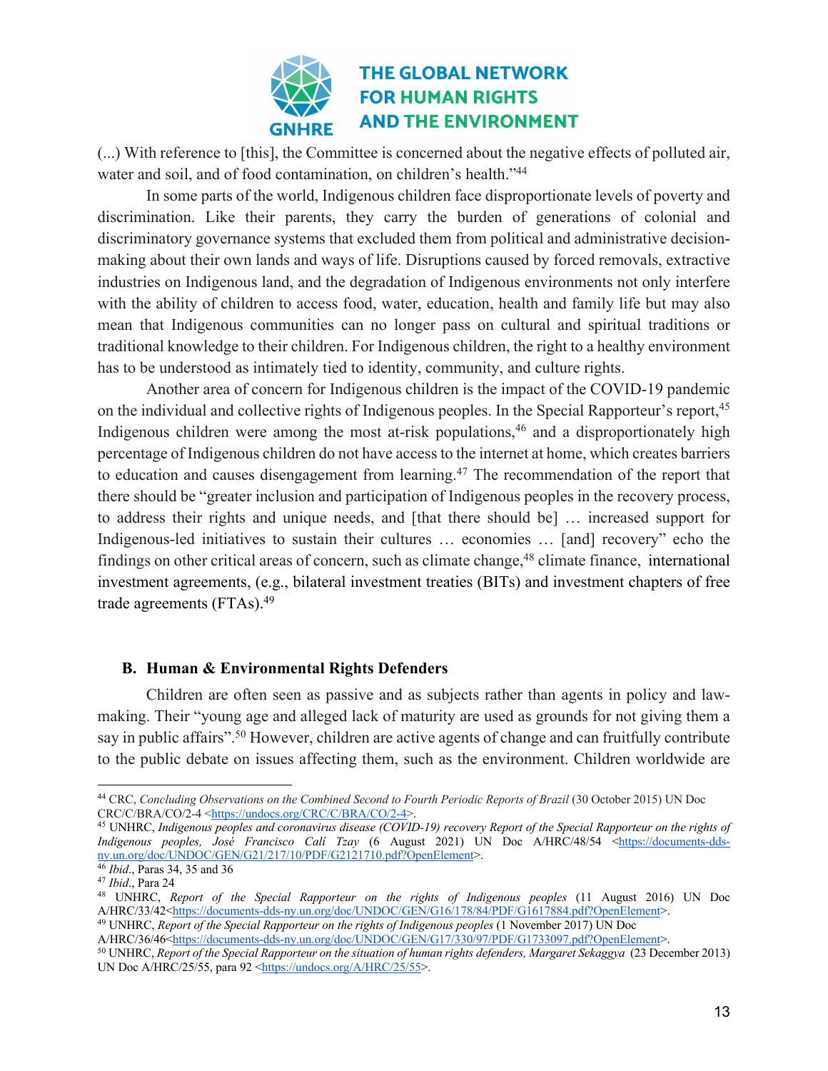(...) With reference to [this], the Committee is concerned about the negative effects of polluted air, water and soil, and of food contamination, on children's health."[44]

In some parts of the world, Indigenous children face disproportionate levels of poverty and discrimination. Like their parents, they carry the burden of generations of colonial and discriminatory governance systems that excluded them from political and administrative decision-making about their own lands and ways of life. Disruptions caused by forced removals, extractive industries on Indigenous land, and the degradation of Indigenous environments not only interfere with the ability of children to access food, water, education, health and family life but may also mean that Indigenous communities can no longer pass on cultural and spiritual traditions or traditional knowledge to their children. For Indigenous children, the right to a healthy environment has to be understood as intimately tied to identity, community, and culture rights.

Another area of concern for Indigenous children is the impact of the COVID-19 pandemic on the individual and collective rights of Indigenous peoples. In the Special Rapporteur's report,[45] Indigenous children were among the most at-risk populations,[46] and a disproportionately high percentage of Indigenous children do not have access to the internet at home, which creates barriers to education and causes disengagement from learning.[47] The recommendation of the report that there should be "greater inclusion and participation of Indigenous peoples in the recovery process, to address their rights and unique needs, and [that there should be] … increased support for Indigenous-led initiatives to sustain their cultures … economies … [and] recovery" echo the findings on other critical areas of concern, such as climate change,[48] climate finance, international investment agreements, (e.g., bilateral investment treaties (BITs) and investment chapters of free trade agreements (FTAs).[49]

### B. Human & Environmental Rights Defenders

Children are often seen as passive and as subjects rather than agents in policy and law-making. Their "young age and alleged lack of maturity are used as grounds for not giving them a say in public affairs".[50] However, children are active agents of change and can fruitfully contribute to the public debate on issues affecting them, such as the environment. Children worldwide are

---

[44] CRC, *Concluding Observations on the Combined Second to Fourth Periodic Reports of Brazil* (30 October 2015) UN Doc CRC/C/BRA/CO/2-4 <https://undocs.org/CRC/C/BRA/CO/2-4>.

[45] UNHRC, *Indigenous peoples and coronavirus disease (COVID-19) recovery Report of the Special Rapporteur on the rights of Indigenous peoples, José Francisco Calí Tzay* (6 August 2021) UN Doc A/HRC/48/54 <https://documents-dds-ny.un.org/doc/UNDOC/GEN/G21/217/10/PDF/G2121710.pdf?OpenElement>.

[46] *Ibid*., Paras 34, 35 and 36

[47] *Ibid*., Para 24

[48] UNHRC, *Report of the Special Rapporteur on the rights of Indigenous peoples* (11 August 2016) UN Doc A/HRC/33/42<https://documents-dds-ny.un.org/doc/UNDOC/GEN/G16/178/84/PDF/G1617884.pdf?OpenElement>.

[49] UNHRC, *Report of the Special Rapporteur on the rights of Indigenous peoples* (1 November 2017) UN Doc A/HRC/36/46<https://documents-dds-ny.un.org/doc/UNDOC/GEN/G17/330/97/PDF/G1733097.pdf?OpenElement>.

[50] UNHRC, *Report of the Special Rapporteur on the situation of human rights defenders, Margaret Sekaggya* (23 December 2013) UN Doc A/HRC/25/55, para 92 <https://undocs.org/A/HRC/25/55>.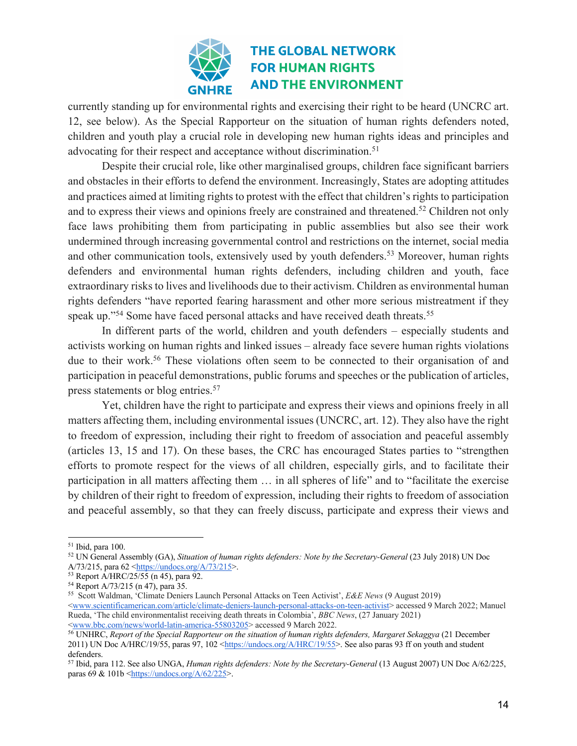currently standing up for environmental rights and exercising their right to be heard (UNCRC art. 12, see below). As the Special Rapporteur on the situation of human rights defenders noted, children and youth play a crucial role in developing new human rights ideas and principles and advocating for their respect and acceptance without discrimination.[51]

Despite their crucial role, like other marginalised groups, children face significant barriers and obstacles in their efforts to defend the environment. Increasingly, States are adopting attitudes and practices aimed at limiting rights to protest with the effect that children's rights to participation and to express their views and opinions freely are constrained and threatened.[52] Children not only face laws prohibiting them from participating in public assemblies but also see their work undermined through increasing governmental control and restrictions on the internet, social media and other communication tools, extensively used by youth defenders.[53] Moreover, human rights defenders and environmental human rights defenders, including children and youth, face extraordinary risks to lives and livelihoods due to their activism. Children as environmental human rights defenders "have reported fearing harassment and other more serious mistreatment if they speak up."[54] Some have faced personal attacks and have received death threats.[55]

In different parts of the world, children and youth defenders – especially students and activists working on human rights and linked issues – already face severe human rights violations due to their work.[56] These violations often seem to be connected to their organisation of and participation in peaceful demonstrations, public forums and speeches or the publication of articles, press statements or blog entries.[57]

Yet, children have the right to participate and express their views and opinions freely in all matters affecting them, including environmental issues (UNCRC, art. 12). They also have the right to freedom of expression, including their right to freedom of association and peaceful assembly (articles 13, 15 and 17). On these bases, the CRC has encouraged States parties to "strengthen efforts to promote respect for the views of all children, especially girls, and to facilitate their participation in all matters affecting them … in all spheres of life" and to "facilitate the exercise by children of their right to freedom of expression, including their rights to freedom of association and peaceful assembly, so that they can freely discuss, participate and express their views and

---

[51] Ibid, para 100.

[52] UN General Assembly (GA), *Situation of human rights defenders: Note by the Secretary-General* (23 July 2018) UN Doc A/73/215, para 62 <https://undocs.org/A/73/215>.

[53] Report A/HRC/25/55 (n 45), para 92.

[54] Report A/73/215 (n 47), para 35.

[55] Scott Waldman, 'Climate Deniers Launch Personal Attacks on Teen Activist', *E&E News* (9 August 2019) <www.scientificamerican.com/article/climate-deniers-launch-personal-attacks-on-teen-activist> accessed 9 March 2022; Manuel Rueda, 'The child environmentalist receiving death threats in Colombia', *BBC News*, (27 January 2021) <www.bbc.com/news/world-latin-america-55803205> accessed 9 March 2022.

[56] UNHRC, *Report of the Special Rapporteur on the situation of human rights defenders, Margaret Sekaggya* (21 December 2011) UN Doc A/HRC/19/55, paras 97, 102 <https://undocs.org/A/HRC/19/55>. See also paras 93 ff on youth and student defenders.

[57] Ibid, para 112. See also UNGA, *Human rights defenders: Note by the Secretary-General* (13 August 2007) UN Doc A/62/225, paras 69 & 101b <https://undocs.org/A/62/225>.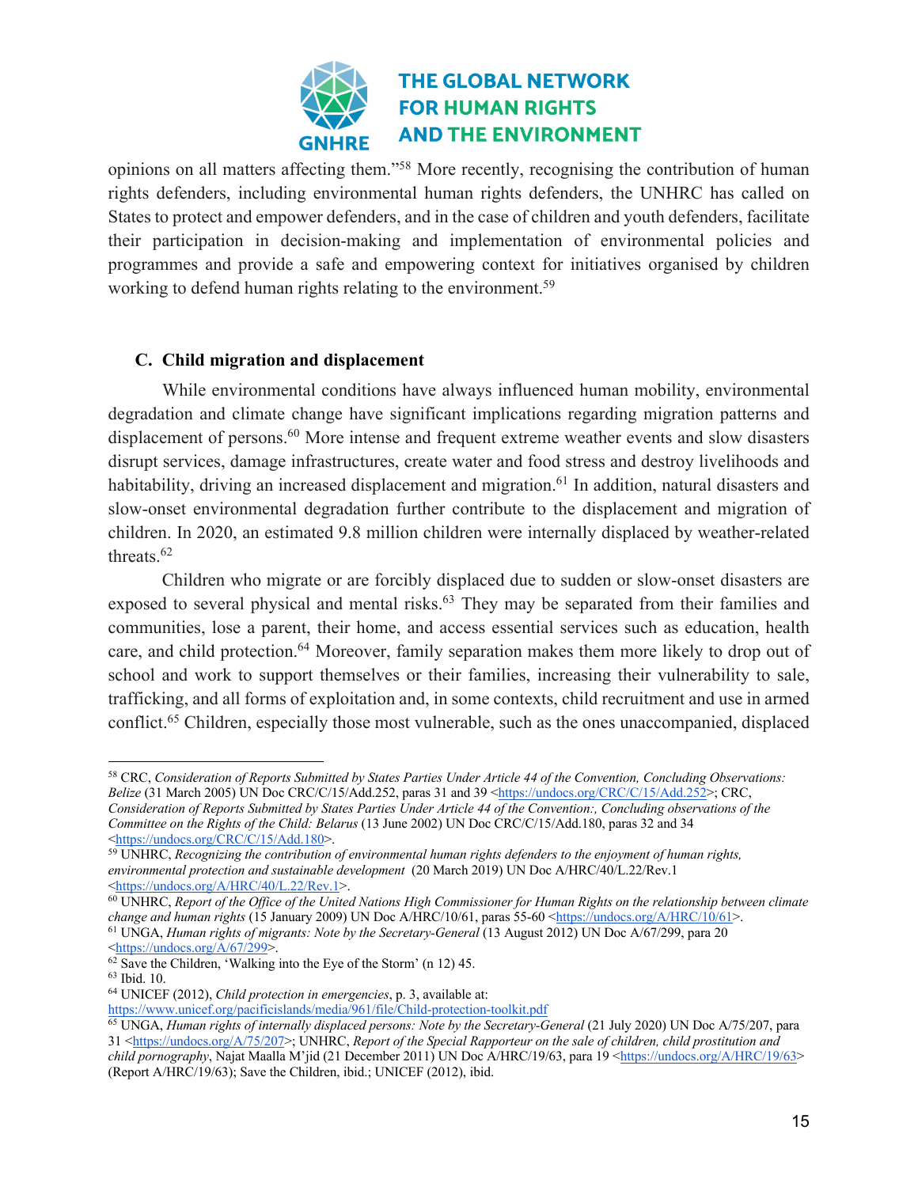opinions on all matters affecting them."[58] More recently, recognising the contribution of human rights defenders, including environmental human rights defenders, the UNHRC has called on States to protect and empower defenders, and in the case of children and youth defenders, facilitate their participation in decision-making and implementation of environmental policies and programmes and provide a safe and empowering context for initiatives organised by children working to defend human rights relating to the environment.[59]

### C. Child migration and displacement

While environmental conditions have always influenced human mobility, environmental degradation and climate change have significant implications regarding migration patterns and displacement of persons.[60] More intense and frequent extreme weather events and slow disasters disrupt services, damage infrastructures, create water and food stress and destroy livelihoods and habitability, driving an increased displacement and migration.[61] In addition, natural disasters and slow-onset environmental degradation further contribute to the displacement and migration of children. In 2020, an estimated 9.8 million children were internally displaced by weather-related threats.[62]

Children who migrate or are forcibly displaced due to sudden or slow-onset disasters are exposed to several physical and mental risks.[63] They may be separated from their families and communities, lose a parent, their home, and access essential services such as education, health care, and child protection.[64] Moreover, family separation makes them more likely to drop out of school and work to support themselves or their families, increasing their vulnerability to sale, trafficking, and all forms of exploitation and, in some contexts, child recruitment and use in armed conflict.[65] Children, especially those most vulnerable, such as the ones unaccompanied, displaced

---

[58] CRC, *Consideration of Reports Submitted by States Parties Under Article 44 of the Convention, Concluding Observations: Belize* (31 March 2005) UN Doc CRC/C/15/Add.252, paras 31 and 39 <https://undocs.org/CRC/C/15/Add.252>; CRC, *Consideration of Reports Submitted by States Parties Under Article 44 of the Convention:, Concluding observations of the Committee on the Rights of the Child: Belarus* (13 June 2002) UN Doc CRC/C/15/Add.180, paras 32 and 34 <https://undocs.org/CRC/C/15/Add.180>.

[59] UNHRC, *Recognizing the contribution of environmental human rights defenders to the enjoyment of human rights, environmental protection and sustainable development* (20 March 2019) UN Doc A/HRC/40/L.22/Rev.1 <https://undocs.org/A/HRC/40/L.22/Rev.1>.

[60] UNHRC, *Report of the Office of the United Nations High Commissioner for Human Rights on the relationship between climate change and human rights* (15 January 2009) UN Doc A/HRC/10/61, paras 55-60 <https://undocs.org/A/HRC/10/61>.

[61] UNGA, *Human rights of migrants: Note by the Secretary-General* (13 August 2012) UN Doc A/67/299, para 20 <https://undocs.org/A/67/299>.

[62] Save the Children, 'Walking into the Eye of the Storm' (n 12) 45.

[63] Ibid. 10.

[64] UNICEF (2012), *Child protection in emergencies*, p. 3, available at: https://www.unicef.org/pacificislands/media/961/file/Child-protection-toolkit.pdf

[65] UNGA, *Human rights of internally displaced persons: Note by the Secretary-General* (21 July 2020) UN Doc A/75/207, para 31 <https://undocs.org/A/75/207>; UNHRC, *Report of the Special Rapporteur on the sale of children, child prostitution and child pornography*, Najat Maalla M'jid (21 December 2011) UN Doc A/HRC/19/63, para 19 <https://undocs.org/A/HRC/19/63> (Report A/HRC/19/63); Save the Children, ibid.; UNICEF (2012), ibid.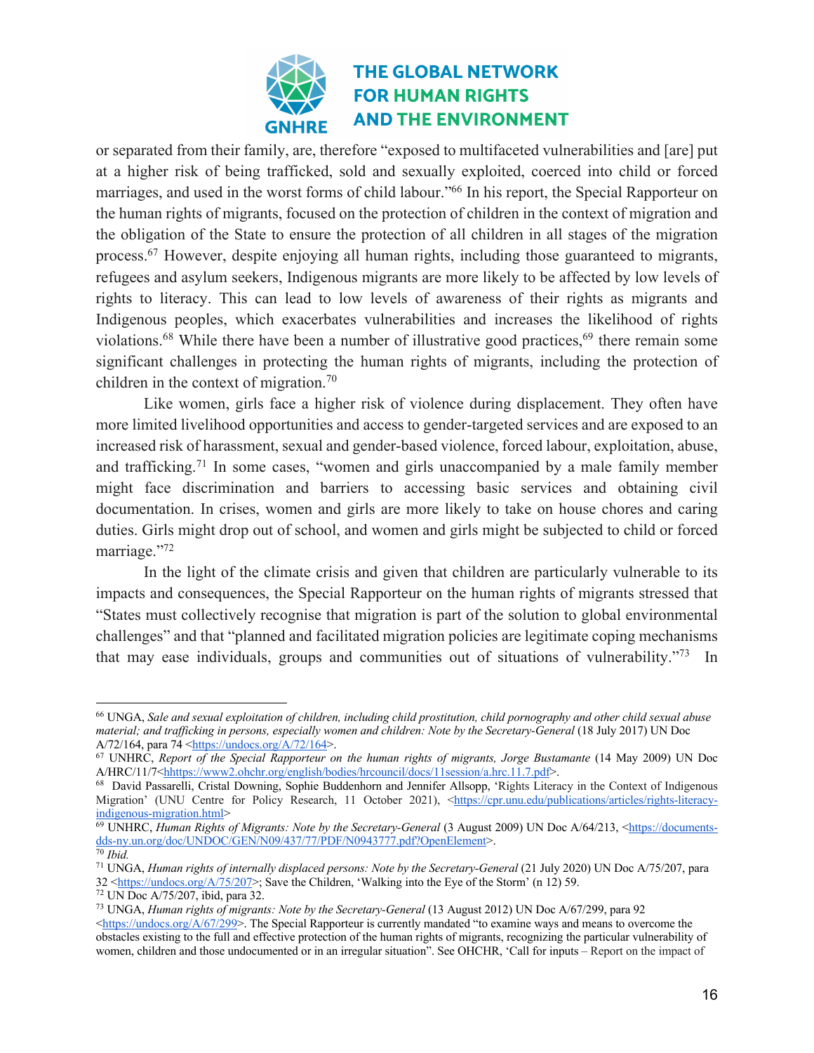or separated from their family, are, therefore "exposed to multifaceted vulnerabilities and [are] put at a higher risk of being trafficked, sold and sexually exploited, coerced into child or forced marriages, and used in the worst forms of child labour."[66] In his report, the Special Rapporteur on the human rights of migrants, focused on the protection of children in the context of migration and the obligation of the State to ensure the protection of all children in all stages of the migration process.[67] However, despite enjoying all human rights, including those guaranteed to migrants, refugees and asylum seekers, Indigenous migrants are more likely to be affected by low levels of rights to literacy. This can lead to low levels of awareness of their rights as migrants and Indigenous peoples, which exacerbates vulnerabilities and increases the likelihood of rights violations.[68] While there have been a number of illustrative good practices,[69] there remain some significant challenges in protecting the human rights of migrants, including the protection of children in the context of migration.[70]

Like women, girls face a higher risk of violence during displacement. They often have more limited livelihood opportunities and access to gender-targeted services and are exposed to an increased risk of harassment, sexual and gender-based violence, forced labour, exploitation, abuse, and trafficking.[71] In some cases, "women and girls unaccompanied by a male family member might face discrimination and barriers to accessing basic services and obtaining civil documentation. In crises, women and girls are more likely to take on house chores and caring duties. Girls might drop out of school, and women and girls might be subjected to child or forced marriage."[72]

In the light of the climate crisis and given that children are particularly vulnerable to its impacts and consequences, the Special Rapporteur on the human rights of migrants stressed that "States must collectively recognise that migration is part of the solution to global environmental challenges" and that "planned and facilitated migration policies are legitimate coping mechanisms that may ease individuals, groups and communities out of situations of vulnerability."[73] In

---

[66] UNGA, *Sale and sexual exploitation of children, including child prostitution, child pornography and other child sexual abuse material; and trafficking in persons, especially women and children: Note by the Secretary-General* (18 July 2017) UN Doc A/72/164, para 74 <https://undocs.org/A/72/164>.

[67] UNHRC, *Report of the Special Rapporteur on the human rights of migrants, Jorge Bustamante* (14 May 2009) UN Doc A/HRC/11/7<hhttps://www2.ohchr.org/english/bodies/hrcouncil/docs/11session/a.hrc.11.7.pdf>.

[68] David Passarelli, Cristal Downing, Sophie Buddenhorn and Jennifer Allsopp, 'Rights Literacy in the Context of Indigenous Migration' (UNU Centre for Policy Research, 11 October 2021), <https://cpr.unu.edu/publications/articles/rights-literacy-indigenous-migration.html>

[69] UNHRC, *Human Rights of Migrants: Note by the Secretary-General* (3 August 2009) UN Doc A/64/213, <https://documents-dds-ny.un.org/doc/UNDOC/GEN/N09/437/77/PDF/N0943777.pdf?OpenElement>.

[70] *Ibid.*

[71] UNGA, *Human rights of internally displaced persons: Note by the Secretary-General* (21 July 2020) UN Doc A/75/207, para 32 <https://undocs.org/A/75/207>; Save the Children, 'Walking into the Eye of the Storm' (n 12) 59.

[72] UN Doc A/75/207, ibid, para 32.

[73] UNGA, *Human rights of migrants: Note by the Secretary-General* (13 August 2012) UN Doc A/67/299, para 92 <https://undocs.org/A/67/299>. The Special Rapporteur is currently mandated "to examine ways and means to overcome the obstacles existing to the full and effective protection of the human rights of migrants, recognizing the particular vulnerability of women, children and those undocumented or in an irregular situation". See OHCHR, 'Call for inputs – Report on the impact of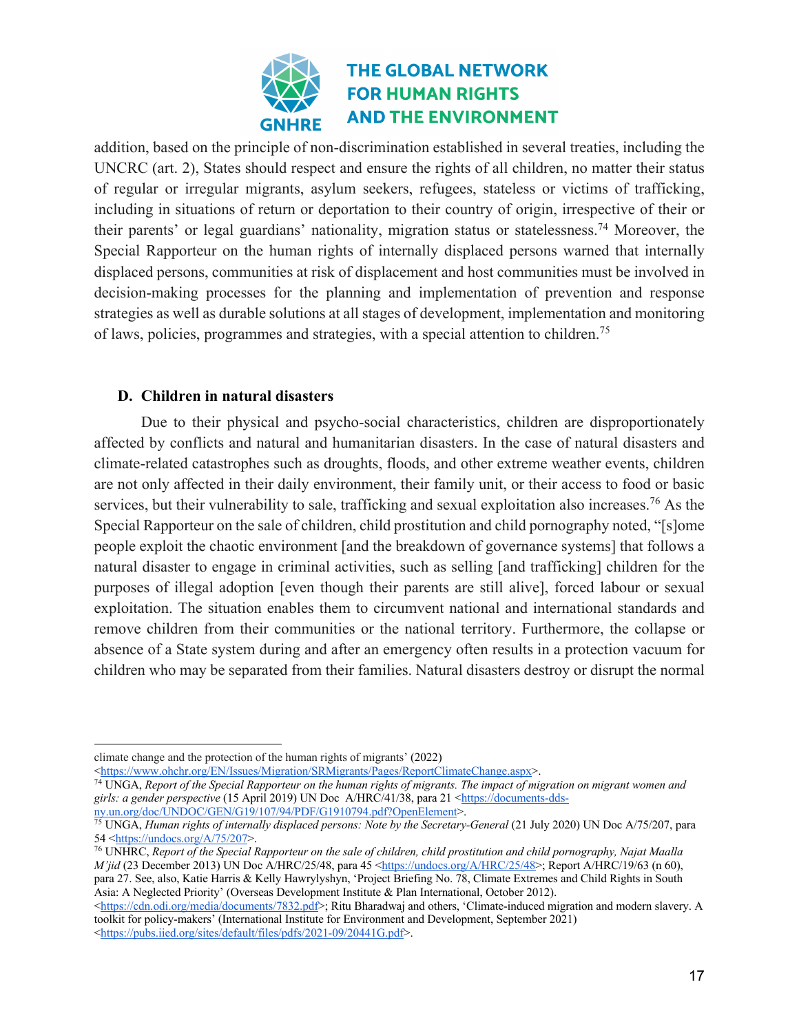addition, based on the principle of non-discrimination established in several treaties, including the UNCRC (art. 2), States should respect and ensure the rights of all children, no matter their status of regular or irregular migrants, asylum seekers, refugees, stateless or victims of trafficking, including in situations of return or deportation to their country of origin, irrespective of their or their parents' or legal guardians' nationality, migration status or statelessness.[74] Moreover, the Special Rapporteur on the human rights of internally displaced persons warned that internally displaced persons, communities at risk of displacement and host communities must be involved in decision-making processes for the planning and implementation of prevention and response strategies as well as durable solutions at all stages of development, implementation and monitoring of laws, policies, programmes and strategies, with a special attention to children.[75]

### D. Children in natural disasters

Due to their physical and psycho-social characteristics, children are disproportionately affected by conflicts and natural and humanitarian disasters. In the case of natural disasters and climate-related catastrophes such as droughts, floods, and other extreme weather events, children are not only affected in their daily environment, their family unit, or their access to food or basic services, but their vulnerability to sale, trafficking and sexual exploitation also increases.[76] As the Special Rapporteur on the sale of children, child prostitution and child pornography noted, "[s]ome people exploit the chaotic environment [and the breakdown of governance systems] that follows a natural disaster to engage in criminal activities, such as selling [and trafficking] children for the purposes of illegal adoption [even though their parents are still alive], forced labour or sexual exploitation. The situation enables them to circumvent national and international standards and remove children from their communities or the national territory. Furthermore, the collapse or absence of a State system during and after an emergency often results in a protection vacuum for children who may be separated from their families. Natural disasters destroy or disrupt the normal

---

climate change and the protection of the human rights of migrants' (2022) <https://www.ohchr.org/EN/Issues/Migration/SRMigrants/Pages/ReportClimateChange.aspx>.

[74] UNGA, *Report of the Special Rapporteur on the human rights of migrants. The impact of migration on migrant women and girls: a gender perspective* (15 April 2019) UN Doc A/HRC/41/38, para 21 <https://documents-dds-ny.un.org/doc/UNDOC/GEN/G19/107/94/PDF/G1910794.pdf?OpenElement>.

[75] UNGA, *Human rights of internally displaced persons: Note by the Secretary-General* (21 July 2020) UN Doc A/75/207, para 54 <https://undocs.org/A/75/207>.

[76] UNHRC, *Report of the Special Rapporteur on the sale of children, child prostitution and child pornography, Najat Maalla M'jid* (23 December 2013) UN Doc A/HRC/25/48, para 45 <https://undocs.org/A/HRC/25/48>; Report A/HRC/19/63 (n 60), para 27. See, also, Katie Harris & Kelly Hawrylyshyn, 'Project Briefing No. 78, Climate Extremes and Child Rights in South Asia: A Neglected Priority' (Overseas Development Institute & Plan International, October 2012). <https://cdn.odi.org/media/documents/7832.pdf>; Ritu Bharadwaj and others, 'Climate-induced migration and modern slavery. A toolkit for policy-makers' (International Institute for Environment and Development, September 2021) <https://pubs.iied.org/sites/default/files/pdfs/2021-09/20441G.pdf>.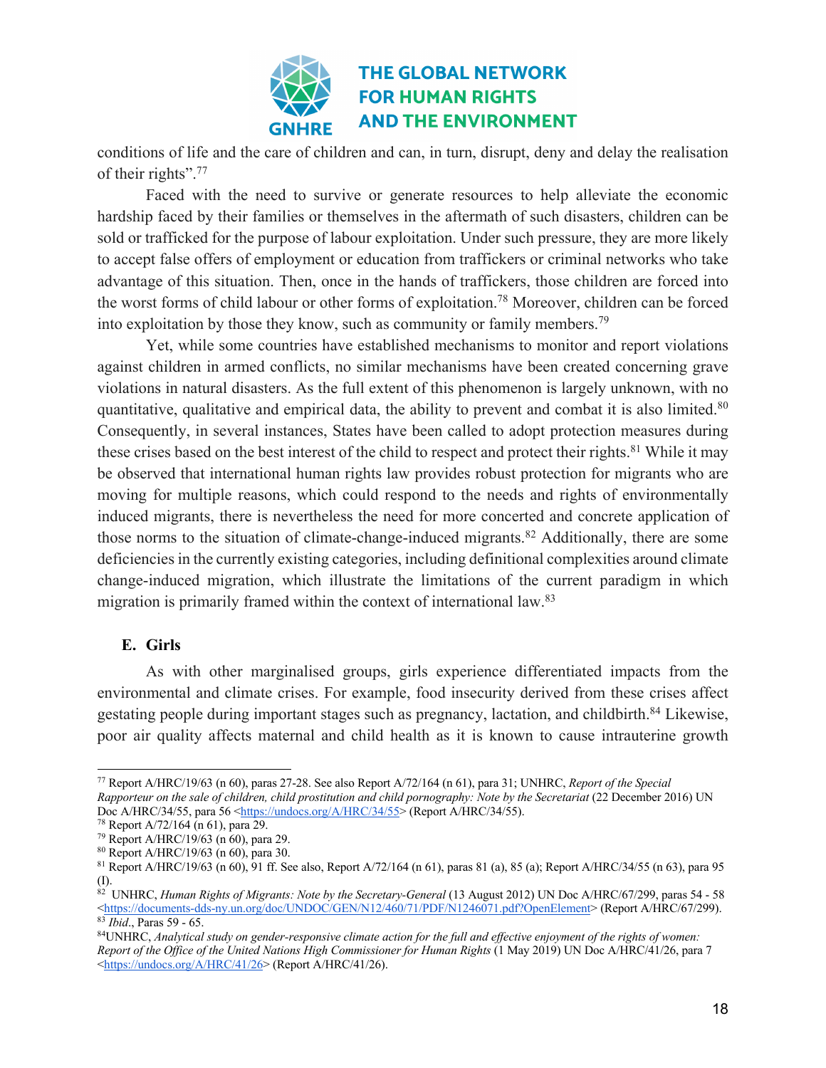conditions of life and the care of children and can, in turn, disrupt, deny and delay the realisation of their rights".[77]

Faced with the need to survive or generate resources to help alleviate the economic hardship faced by their families or themselves in the aftermath of such disasters, children can be sold or trafficked for the purpose of labour exploitation. Under such pressure, they are more likely to accept false offers of employment or education from traffickers or criminal networks who take advantage of this situation. Then, once in the hands of traffickers, those children are forced into the worst forms of child labour or other forms of exploitation.[78] Moreover, children can be forced into exploitation by those they know, such as community or family members.[79]

Yet, while some countries have established mechanisms to monitor and report violations against children in armed conflicts, no similar mechanisms have been created concerning grave violations in natural disasters. As the full extent of this phenomenon is largely unknown, with no quantitative, qualitative and empirical data, the ability to prevent and combat it is also limited.[80] Consequently, in several instances, States have been called to adopt protection measures during these crises based on the best interest of the child to respect and protect their rights.[81] While it may be observed that international human rights law provides robust protection for migrants who are moving for multiple reasons, which could respond to the needs and rights of environmentally induced migrants, there is nevertheless the need for more concerted and concrete application of those norms to the situation of climate-change-induced migrants.[82] Additionally, there are some deficiencies in the currently existing categories, including definitional complexities around climate change-induced migration, which illustrate the limitations of the current paradigm in which migration is primarily framed within the context of international law.[83]

### E. Girls

As with other marginalised groups, girls experience differentiated impacts from the environmental and climate crises. For example, food insecurity derived from these crises affect gestating people during important stages such as pregnancy, lactation, and childbirth.[84] Likewise, poor air quality affects maternal and child health as it is known to cause intrauterine growth

---

[77] Report A/HRC/19/63 (n 60), paras 27-28. See also Report A/72/164 (n 61), para 31; UNHRC, *Report of the Special Rapporteur on the sale of children, child prostitution and child pornography: Note by the Secretariat* (22 December 2016) UN Doc A/HRC/34/55, para 56 <https://undocs.org/A/HRC/34/55> (Report A/HRC/34/55).

[78] Report A/72/164 (n 61), para 29.

[79] Report A/HRC/19/63 (n 60), para 29.

[80] Report A/HRC/19/63 (n 60), para 30.

[81] Report A/HRC/19/63 (n 60), 91 ff. See also, Report A/72/164 (n 61), paras 81 (a), 85 (a); Report A/HRC/34/55 (n 63), para 95 (I).

[82] UNHRC, *Human Rights of Migrants: Note by the Secretary-General* (13 August 2012) UN Doc A/HRC/67/299, paras 54 - 58 <https://documents-dds-ny.un.org/doc/UNDOC/GEN/N12/460/71/PDF/N1246071.pdf?OpenElement> (Report A/HRC/67/299).

[83] *Ibid*., Paras 59 - 65.

[84] UNHRC, *Analytical study on gender-responsive climate action for the full and effective enjoyment of the rights of women: Report of the Office of the United Nations High Commissioner for Human Rights* (1 May 2019) UN Doc A/HRC/41/26, para 7 <https://undocs.org/A/HRC/41/26> (Report A/HRC/41/26).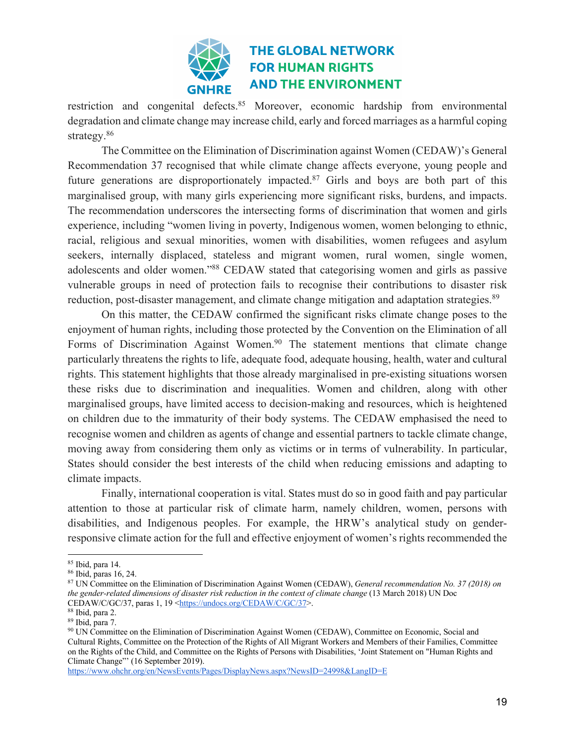restriction and congenital defects.[85] Moreover, economic hardship from environmental degradation and climate change may increase child, early and forced marriages as a harmful coping strategy.[86]

The Committee on the Elimination of Discrimination against Women (CEDAW)'s General Recommendation 37 recognised that while climate change affects everyone, young people and future generations are disproportionately impacted.[87] Girls and boys are both part of this marginalised group, with many girls experiencing more significant risks, burdens, and impacts. The recommendation underscores the intersecting forms of discrimination that women and girls experience, including "women living in poverty, Indigenous women, women belonging to ethnic, racial, religious and sexual minorities, women with disabilities, women refugees and asylum seekers, internally displaced, stateless and migrant women, rural women, single women, adolescents and older women."[88] CEDAW stated that categorising women and girls as passive vulnerable groups in need of protection fails to recognise their contributions to disaster risk reduction, post-disaster management, and climate change mitigation and adaptation strategies.[89]

On this matter, the CEDAW confirmed the significant risks climate change poses to the enjoyment of human rights, including those protected by the Convention on the Elimination of all Forms of Discrimination Against Women.[90] The statement mentions that climate change particularly threatens the rights to life, adequate food, adequate housing, health, water and cultural rights. This statement highlights that those already marginalised in pre-existing situations worsen these risks due to discrimination and inequalities. Women and children, along with other marginalised groups, have limited access to decision-making and resources, which is heightened on children due to the immaturity of their body systems. The CEDAW emphasised the need to recognise women and children as agents of change and essential partners to tackle climate change, moving away from considering them only as victims or in terms of vulnerability. In particular, States should consider the best interests of the child when reducing emissions and adapting to climate impacts.

Finally, international cooperation is vital. States must do so in good faith and pay particular attention to those at particular risk of climate harm, namely children, women, persons with disabilities, and Indigenous peoples. For example, the HRW's analytical study on gender-responsive climate action for the full and effective enjoyment of women's rights recommended the

---

[85] Ibid, para 14.
[86] Ibid, paras 16, 24.
[87] UN Committee on the Elimination of Discrimination Against Women (CEDAW), *General recommendation No. 37 (2018) on the gender-related dimensions of disaster risk reduction in the context of climate change* (13 March 2018) UN Doc CEDAW/C/GC/37, paras 1, 19 <https://undocs.org/CEDAW/C/GC/37>.
[88] Ibid, para 2.
[89] Ibid, para 7.
[90] UN Committee on the Elimination of Discrimination Against Women (CEDAW), Committee on Economic, Social and Cultural Rights, Committee on the Protection of the Rights of All Migrant Workers and Members of their Families, Committee on the Rights of the Child, and Committee on the Rights of Persons with Disabilities, 'Joint Statement on "Human Rights and Climate Change"' (16 September 2019). https://www.ohchr.org/en/NewsEvents/Pages/DisplayNews.aspx?NewsID=24998&LangID=E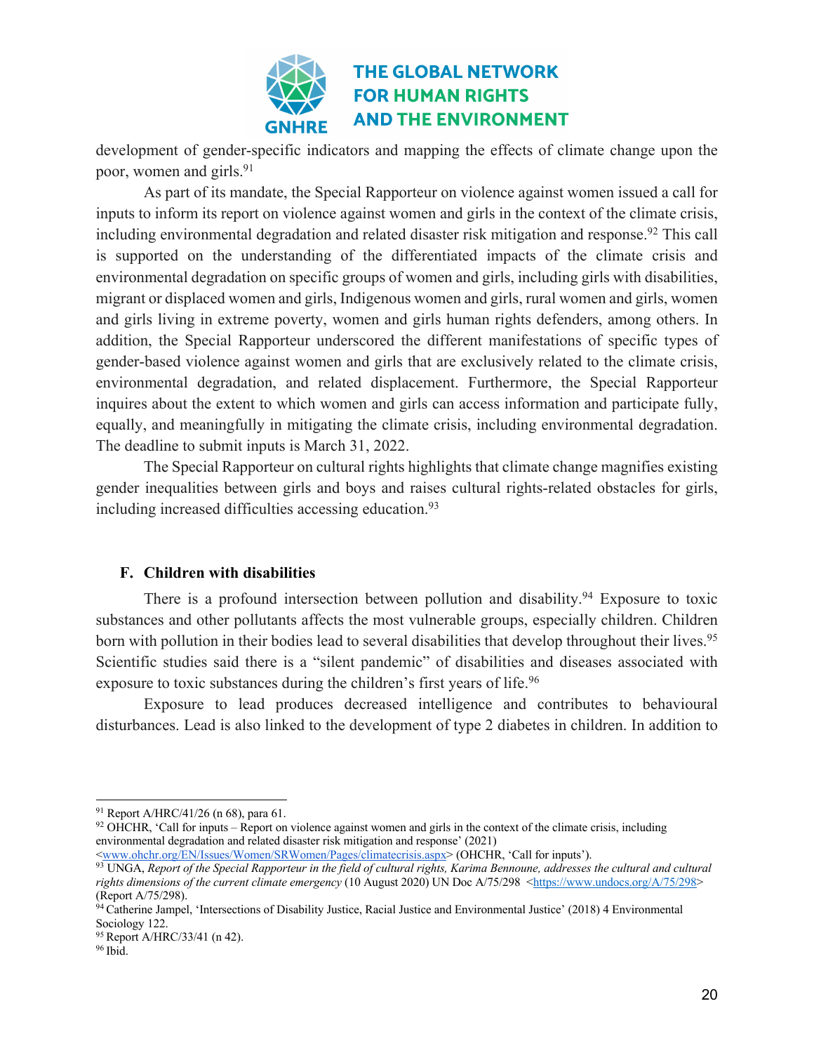development of gender-specific indicators and mapping the effects of climate change upon the poor, women and girls.[91]

As part of its mandate, the Special Rapporteur on violence against women issued a call for inputs to inform its report on violence against women and girls in the context of the climate crisis, including environmental degradation and related disaster risk mitigation and response.[92] This call is supported on the understanding of the differentiated impacts of the climate crisis and environmental degradation on specific groups of women and girls, including girls with disabilities, migrant or displaced women and girls, Indigenous women and girls, rural women and girls, women and girls living in extreme poverty, women and girls human rights defenders, among others. In addition, the Special Rapporteur underscored the different manifestations of specific types of gender-based violence against women and girls that are exclusively related to the climate crisis, environmental degradation, and related displacement. Furthermore, the Special Rapporteur inquires about the extent to which women and girls can access information and participate fully, equally, and meaningfully in mitigating the climate crisis, including environmental degradation. The deadline to submit inputs is March 31, 2022.

The Special Rapporteur on cultural rights highlights that climate change magnifies existing gender inequalities between girls and boys and raises cultural rights-related obstacles for girls, including increased difficulties accessing education.[93]

### F. Children with disabilities

There is a profound intersection between pollution and disability.[94] Exposure to toxic substances and other pollutants affects the most vulnerable groups, especially children. Children born with pollution in their bodies lead to several disabilities that develop throughout their lives.[95] Scientific studies said there is a "silent pandemic" of disabilities and diseases associated with exposure to toxic substances during the children's first years of life.[96]

Exposure to lead produces decreased intelligence and contributes to behavioural disturbances. Lead is also linked to the development of type 2 diabetes in children. In addition to

---

[91] Report A/HRC/41/26 (n 68), para 61.

[92] OHCHR, 'Call for inputs – Report on violence against women and girls in the context of the climate crisis, including environmental degradation and related disaster risk mitigation and response' (2021) <www.ohchr.org/EN/Issues/Women/SRWomen/Pages/climatecrisis.aspx> (OHCHR, 'Call for inputs').

[93] UNGA, *Report of the Special Rapporteur in the field of cultural rights, Karima Bennoune, addresses the cultural and cultural rights dimensions of the current climate emergency* (10 August 2020) UN Doc A/75/298 <https://www.undocs.org/A/75/298> (Report A/75/298).

[94] Catherine Jampel, 'Intersections of Disability Justice, Racial Justice and Environmental Justice' (2018) 4 Environmental Sociology 122.

[95] Report A/HRC/33/41 (n 42).

[96] Ibid.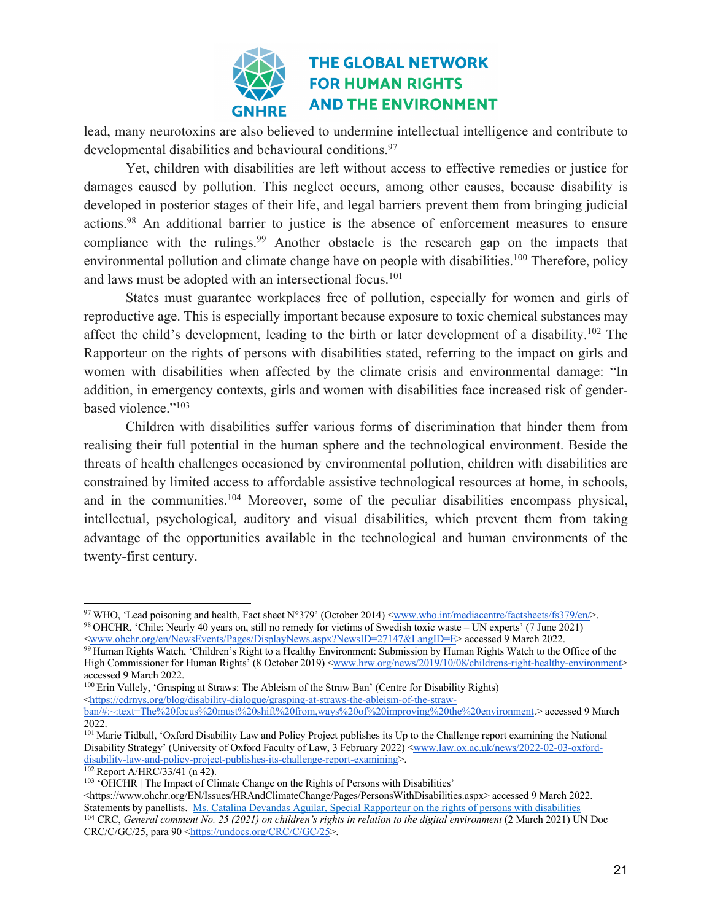lead, many neurotoxins are also believed to undermine intellectual intelligence and contribute to developmental disabilities and behavioural conditions.[97]

Yet, children with disabilities are left without access to effective remedies or justice for damages caused by pollution. This neglect occurs, among other causes, because disability is developed in posterior stages of their life, and legal barriers prevent them from bringing judicial actions.[98] An additional barrier to justice is the absence of enforcement measures to ensure compliance with the rulings.[99] Another obstacle is the research gap on the impacts that environmental pollution and climate change have on people with disabilities.[100] Therefore, policy and laws must be adopted with an intersectional focus.[101]

States must guarantee workplaces free of pollution, especially for women and girls of reproductive age. This is especially important because exposure to toxic chemical substances may affect the child's development, leading to the birth or later development of a disability.[102] The Rapporteur on the rights of persons with disabilities stated, referring to the impact on girls and women with disabilities when affected by the climate crisis and environmental damage: "In addition, in emergency contexts, girls and women with disabilities face increased risk of gender-based violence."[103]

Children with disabilities suffer various forms of discrimination that hinder them from realising their full potential in the human sphere and the technological environment. Beside the threats of health challenges occasioned by environmental pollution, children with disabilities are constrained by limited access to affordable assistive technological resources at home, in schools, and in the communities.[104] Moreover, some of the peculiar disabilities encompass physical, intellectual, psychological, auditory and visual disabilities, which prevent them from taking advantage of the opportunities available in the technological and human environments of the twenty-first century.

---

[97] WHO, 'Lead poisoning and health, Fact sheet N°379' (October 2014) <www.who.int/mediacentre/factsheets/fs379/en/>.

[98] OHCHR, 'Chile: Nearly 40 years on, still no remedy for victims of Swedish toxic waste – UN experts' (7 June 2021) <www.ohchr.org/en/NewsEvents/Pages/DisplayNews.aspx?NewsID=27147&LangID=E> accessed 9 March 2022.

[99] Human Rights Watch, 'Children's Right to a Healthy Environment: Submission by Human Rights Watch to the Office of the High Commissioner for Human Rights' (8 October 2019) <www.hrw.org/news/2019/10/08/childrens-right-healthy-environment> accessed 9 March 2022.

[100] Erin Vallely, 'Grasping at Straws: The Ableism of the Straw Ban' (Centre for Disability Rights) <https://cdrnys.org/blog/disability-dialogue/grasping-at-straws-the-ableism-of-the-straw-ban/#:~:text=The%20focus%20must%20shift%20from,ways%20of%20improving%20the%20environment.> accessed 9 March 2022.

[101] Marie Tidball, 'Oxford Disability Law and Policy Project publishes its Up to the Challenge report examining the National Disability Strategy' (University of Oxford Faculty of Law, 3 February 2022) <www.law.ox.ac.uk/news/2022-02-03-oxford-disability-law-and-policy-project-publishes-its-challenge-report-examining>.

[102] Report A/HRC/33/41 (n 42).

[103] 'OHCHR | The Impact of Climate Change on the Rights of Persons with Disabilities' <https://www.ohchr.org/EN/Issues/HRAndClimateChange/Pages/PersonsWithDisabilities.aspx> accessed 9 March 2022. Statements by panellists. Ms. Catalina Devandas Aguilar, Special Rapporteur on the rights of persons with disabilities

[104] CRC, *General comment No. 25 (2021) on children's rights in relation to the digital environment* (2 March 2021) UN Doc CRC/C/GC/25, para 90 <https://undocs.org/CRC/C/GC/25>.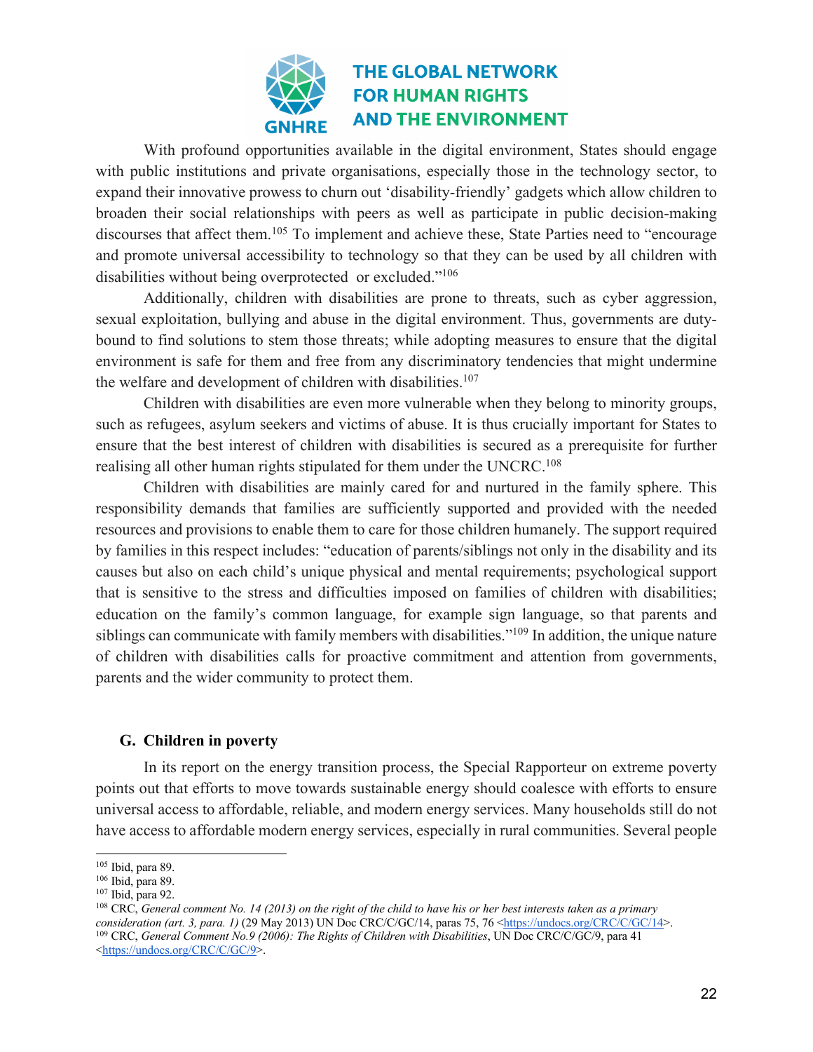With profound opportunities available in the digital environment, States should engage with public institutions and private organisations, especially those in the technology sector, to expand their innovative prowess to churn out 'disability-friendly' gadgets which allow children to broaden their social relationships with peers as well as participate in public decision-making discourses that affect them.[105] To implement and achieve these, State Parties need to "encourage and promote universal accessibility to technology so that they can be used by all children with disabilities without being overprotected or excluded."[106]

Additionally, children with disabilities are prone to threats, such as cyber aggression, sexual exploitation, bullying and abuse in the digital environment. Thus, governments are duty-bound to find solutions to stem those threats; while adopting measures to ensure that the digital environment is safe for them and free from any discriminatory tendencies that might undermine the welfare and development of children with disabilities.[107]

Children with disabilities are even more vulnerable when they belong to minority groups, such as refugees, asylum seekers and victims of abuse. It is thus crucially important for States to ensure that the best interest of children with disabilities is secured as a prerequisite for further realising all other human rights stipulated for them under the UNCRC.[108]

Children with disabilities are mainly cared for and nurtured in the family sphere. This responsibility demands that families are sufficiently supported and provided with the needed resources and provisions to enable them to care for those children humanely. The support required by families in this respect includes: "education of parents/siblings not only in the disability and its causes but also on each child's unique physical and mental requirements; psychological support that is sensitive to the stress and difficulties imposed on families of children with disabilities; education on the family's common language, for example sign language, so that parents and siblings can communicate with family members with disabilities."[109] In addition, the unique nature of children with disabilities calls for proactive commitment and attention from governments, parents and the wider community to protect them.

### G. Children in poverty

In its report on the energy transition process, the Special Rapporteur on extreme poverty points out that efforts to move towards sustainable energy should coalesce with efforts to ensure universal access to affordable, reliable, and modern energy services. Many households still do not have access to affordable modern energy services, especially in rural communities. Several people

---

[105] Ibid, para 89.

[106] Ibid, para 89.

[107] Ibid, para 92.

[108] CRC, *General comment No. 14 (2013) on the right of the child to have his or her best interests taken as a primary consideration (art. 3, para. 1)* (29 May 2013) UN Doc CRC/C/GC/14, paras 75, 76 <https://undocs.org/CRC/C/GC/14>.

[109] CRC, *General Comment No.9 (2006): The Rights of Children with Disabilities*, UN Doc CRC/C/GC/9, para 41 <https://undocs.org/CRC/C/GC/9>.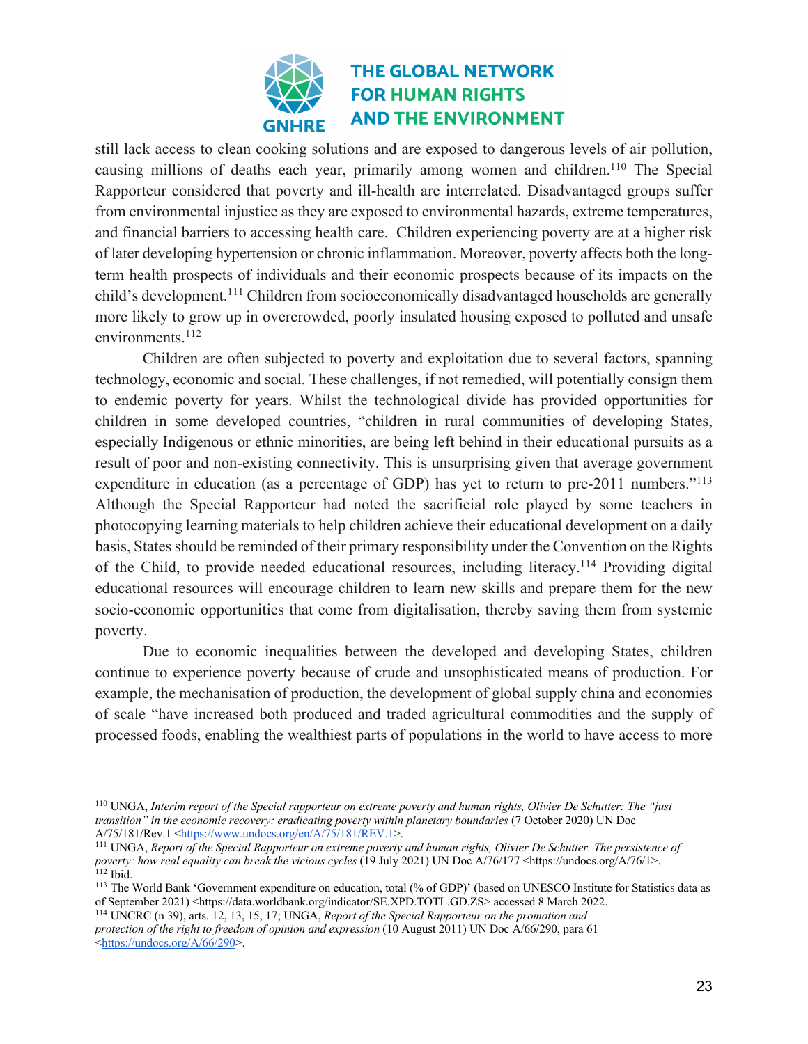still lack access to clean cooking solutions and are exposed to dangerous levels of air pollution, causing millions of deaths each year, primarily among women and children.[110] The Special Rapporteur considered that poverty and ill-health are interrelated. Disadvantaged groups suffer from environmental injustice as they are exposed to environmental hazards, extreme temperatures, and financial barriers to accessing health care. Children experiencing poverty are at a higher risk of later developing hypertension or chronic inflammation. Moreover, poverty affects both the long-term health prospects of individuals and their economic prospects because of its impacts on the child's development.[111] Children from socioeconomically disadvantaged households are generally more likely to grow up in overcrowded, poorly insulated housing exposed to polluted and unsafe environments.[112]

Children are often subjected to poverty and exploitation due to several factors, spanning technology, economic and social. These challenges, if not remedied, will potentially consign them to endemic poverty for years. Whilst the technological divide has provided opportunities for children in some developed countries, "children in rural communities of developing States, especially Indigenous or ethnic minorities, are being left behind in their educational pursuits as a result of poor and non-existing connectivity. This is unsurprising given that average government expenditure in education (as a percentage of GDP) has yet to return to pre-2011 numbers."[113] Although the Special Rapporteur had noted the sacrificial role played by some teachers in photocopying learning materials to help children achieve their educational development on a daily basis, States should be reminded of their primary responsibility under the Convention on the Rights of the Child, to provide needed educational resources, including literacy.[114] Providing digital educational resources will encourage children to learn new skills and prepare them for the new socio-economic opportunities that come from digitalisation, thereby saving them from systemic poverty.

Due to economic inequalities between the developed and developing States, children continue to experience poverty because of crude and unsophisticated means of production. For example, the mechanisation of production, the development of global supply china and economies of scale "have increased both produced and traded agricultural commodities and the supply of processed foods, enabling the wealthiest parts of populations in the world to have access to more

---

[110] UNGA, *Interim report of the Special rapporteur on extreme poverty and human rights, Olivier De Schutter: The "just transition" in the economic recovery: eradicating poverty within planetary boundaries* (7 October 2020) UN Doc A/75/181/Rev.1 <https://www.undocs.org/en/A/75/181/REV.1>.

[111] UNGA, *Report of the Special Rapporteur on extreme poverty and human rights, Olivier De Schutter. The persistence of poverty: how real equality can break the vicious cycles* (19 July 2021) UN Doc A/76/177 <https://undocs.org/A/76/1>.

[112] Ibid.

[113] The World Bank 'Government expenditure on education, total (% of GDP)' (based on UNESCO Institute for Statistics data as of September 2021) <https://data.worldbank.org/indicator/SE.XPD.TOTL.GD.ZS> accessed 8 March 2022.

[114] UNCRC (n 39), arts. 12, 13, 15, 17; UNGA, *Report of the Special Rapporteur on the promotion and protection of the right to freedom of opinion and expression* (10 August 2011) UN Doc A/66/290, para 61 <https://undocs.org/A/66/290>.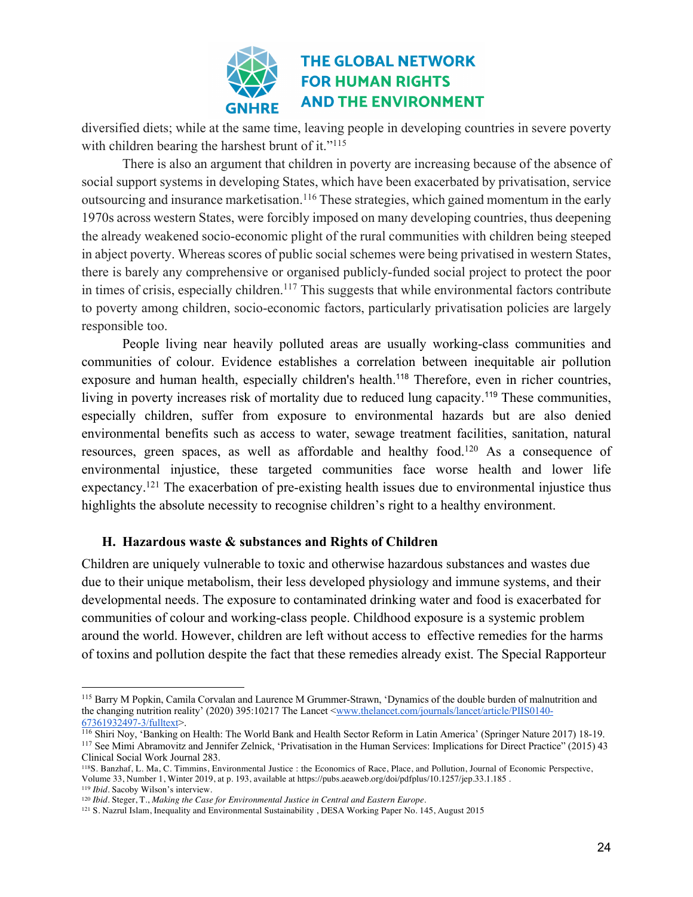diversified diets; while at the same time, leaving people in developing countries in severe poverty with children bearing the harshest brunt of it."[115]

There is also an argument that children in poverty are increasing because of the absence of social support systems in developing States, which have been exacerbated by privatisation, service outsourcing and insurance marketisation.[116] These strategies, which gained momentum in the early 1970s across western States, were forcibly imposed on many developing countries, thus deepening the already weakened socio-economic plight of the rural communities with children being steeped in abject poverty. Whereas scores of public social schemes were being privatised in western States, there is barely any comprehensive or organised publicly-funded social project to protect the poor in times of crisis, especially children.[117] This suggests that while environmental factors contribute to poverty among children, socio-economic factors, particularly privatisation policies are largely responsible too.

People living near heavily polluted areas are usually working-class communities and communities of colour. Evidence establishes a correlation between inequitable air pollution exposure and human health, especially children's health.[118] Therefore, even in richer countries, living in poverty increases risk of mortality due to reduced lung capacity.[119] These communities, especially children, suffer from exposure to environmental hazards but are also denied environmental benefits such as access to water, sewage treatment facilities, sanitation, natural resources, green spaces, as well as affordable and healthy food.[120] As a consequence of environmental injustice, these targeted communities face worse health and lower life expectancy.[121] The exacerbation of pre-existing health issues due to environmental injustice thus highlights the absolute necessity to recognise children's right to a healthy environment.

### H. Hazardous waste & substances and Rights of Children

Children are uniquely vulnerable to toxic and otherwise hazardous substances and wastes due due to their unique metabolism, their less developed physiology and immune systems, and their developmental needs. The exposure to contaminated drinking water and food is exacerbated for communities of colour and working-class people. Childhood exposure is a systemic problem around the world. However, children are left without access to effective remedies for the harms of toxins and pollution despite the fact that these remedies already exist. The Special Rapporteur

---

[115] Barry M Popkin, Camila Corvalan and Laurence M Grummer-Strawn, 'Dynamics of the double burden of malnutrition and the changing nutrition reality' (2020) 395:10217 The Lancet <www.thelancet.com/journals/lancet/article/PIIS0140-67361932497-3/fulltext>.

[116] Shiri Noy, 'Banking on Health: The World Bank and Health Sector Reform in Latin America' (Springer Nature 2017) 18-19.

[117] See Mimi Abramovitz and Jennifer Zelnick, 'Privatisation in the Human Services: Implications for Direct Practice" (2015) 43 Clinical Social Work Journal 283.

[118] S. Banzhaf, L. Ma, C. Timmins, Environmental Justice : the Economics of Race, Place, and Pollution, Journal of Economic Perspective, Volume 33, Number 1, Winter 2019, at p. 193, available at https://pubs.aeaweb.org/doi/pdfplus/10.1257/jep.33.1.185 .

[119] *Ibid*. Sacoby Wilson's interview.

[120] *Ibid*. Steger, T., *Making the Case for Environmental Justice in Central and Eastern Europe*.

[121] S. Nazrul Islam, Inequality and Environmental Sustainability , DESA Working Paper No. 145, August 2015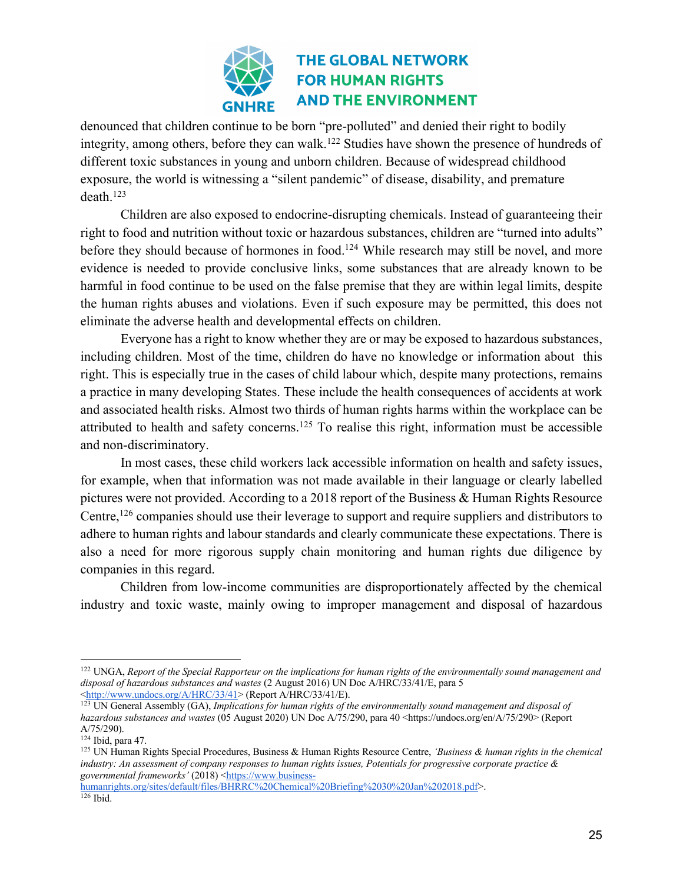denounced that children continue to be born "pre-polluted" and denied their right to bodily integrity, among others, before they can walk.[122] Studies have shown the presence of hundreds of different toxic substances in young and unborn children. Because of widespread childhood exposure, the world is witnessing a "silent pandemic" of disease, disability, and premature death.[123]

Children are also exposed to endocrine-disrupting chemicals. Instead of guaranteeing their right to food and nutrition without toxic or hazardous substances, children are "turned into adults" before they should because of hormones in food.[124] While research may still be novel, and more evidence is needed to provide conclusive links, some substances that are already known to be harmful in food continue to be used on the false premise that they are within legal limits, despite the human rights abuses and violations. Even if such exposure may be permitted, this does not eliminate the adverse health and developmental effects on children.

Everyone has a right to know whether they are or may be exposed to hazardous substances, including children. Most of the time, children do have no knowledge or information about this right. This is especially true in the cases of child labour which, despite many protections, remains a practice in many developing States. These include the health consequences of accidents at work and associated health risks. Almost two thirds of human rights harms within the workplace can be attributed to health and safety concerns.[125] To realise this right, information must be accessible and non-discriminatory.

In most cases, these child workers lack accessible information on health and safety issues, for example, when that information was not made available in their language or clearly labelled pictures were not provided. According to a 2018 report of the Business & Human Rights Resource Centre,[126] companies should use their leverage to support and require suppliers and distributors to adhere to human rights and labour standards and clearly communicate these expectations. There is also a need for more rigorous supply chain monitoring and human rights due diligence by companies in this regard.

Children from low-income communities are disproportionately affected by the chemical industry and toxic waste, mainly owing to improper management and disposal of hazardous

---

[122] UNGA, *Report of the Special Rapporteur on the implications for human rights of the environmentally sound management and disposal of hazardous substances and wastes* (2 August 2016) UN Doc A/HRC/33/41/E, para 5 <http://www.undocs.org/A/HRC/33/41> (Report A/HRC/33/41/E).

[123] UN General Assembly (GA), *Implications for human rights of the environmentally sound management and disposal of hazardous substances and wastes* (05 August 2020) UN Doc A/75/290, para 40 <https://undocs.org/en/A/75/290> (Report A/75/290).

[124] Ibid, para 47.

[125] UN Human Rights Special Procedures, Business & Human Rights Resource Centre, *'Business & human rights in the chemical industry: An assessment of company responses to human rights issues, Potentials for progressive corporate practice & governmental frameworks'* (2018) <https://www.business-humanrights.org/sites/default/files/BHRRC%20Chemical%20Briefing%2030%20Jan%202018.pdf>.

[126] Ibid.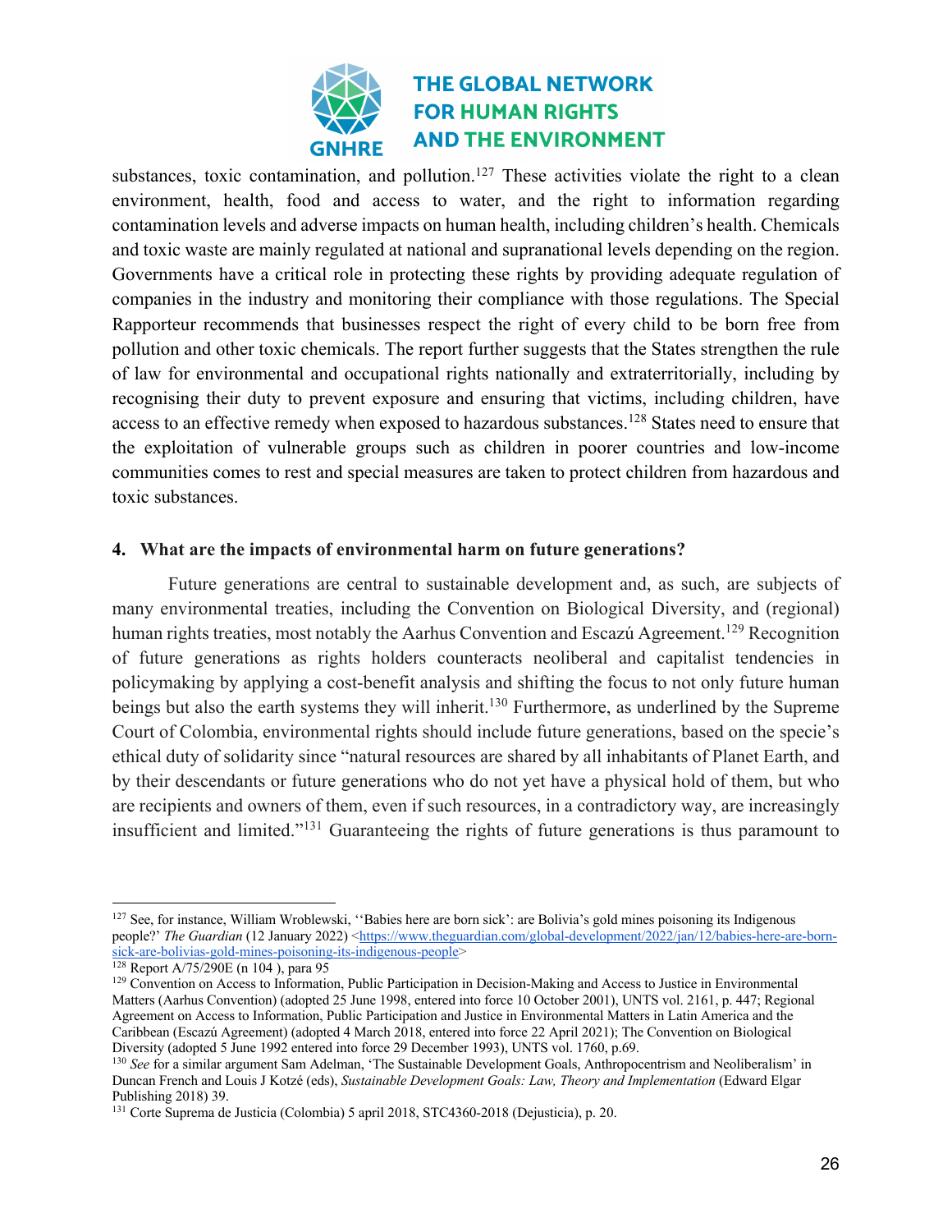substances, toxic contamination, and pollution.[127] These activities violate the right to a clean environment, health, food and access to water, and the right to information regarding contamination levels and adverse impacts on human health, including children's health. Chemicals and toxic waste are mainly regulated at national and supranational levels depending on the region. Governments have a critical role in protecting these rights by providing adequate regulation of companies in the industry and monitoring their compliance with those regulations. The Special Rapporteur recommends that businesses respect the right of every child to be born free from pollution and other toxic chemicals. The report further suggests that the States strengthen the rule of law for environmental and occupational rights nationally and extraterritorially, including by recognising their duty to prevent exposure and ensuring that victims, including children, have access to an effective remedy when exposed to hazardous substances.[128] States need to ensure that the exploitation of vulnerable groups such as children in poorer countries and low-income communities comes to rest and special measures are taken to protect children from hazardous and toxic substances.

## 4. What are the impacts of environmental harm on future generations?

Future generations are central to sustainable development and, as such, are subjects of many environmental treaties, including the Convention on Biological Diversity, and (regional) human rights treaties, most notably the Aarhus Convention and Escazú Agreement.[129] Recognition of future generations as rights holders counteracts neoliberal and capitalist tendencies in policymaking by applying a cost-benefit analysis and shifting the focus to not only future human beings but also the earth systems they will inherit.[130] Furthermore, as underlined by the Supreme Court of Colombia, environmental rights should include future generations, based on the specie's ethical duty of solidarity since "natural resources are shared by all inhabitants of Planet Earth, and by their descendants or future generations who do not yet have a physical hold of them, but who are recipients and owners of them, even if such resources, in a contradictory way, are increasingly insufficient and limited."[131] Guaranteeing the rights of future generations is thus paramount to

---

[127] See, for instance, William Wroblewski, ''Babies here are born sick': are Bolivia's gold mines poisoning its Indigenous people?' *The Guardian* (12 January 2022) <https://www.theguardian.com/global-development/2022/jan/12/babies-here-are-born-sick-are-bolivias-gold-mines-poisoning-its-indigenous-people>

[128] Report A/75/290E (n 104 ), para 95

[129] Convention on Access to Information, Public Participation in Decision-Making and Access to Justice in Environmental Matters (Aarhus Convention) (adopted 25 June 1998, entered into force 10 October 2001), UNTS vol. 2161, p. 447; Regional Agreement on Access to Information, Public Participation and Justice in Environmental Matters in Latin America and the Caribbean (Escazú Agreement) (adopted 4 March 2018, entered into force 22 April 2021); The Convention on Biological Diversity (adopted 5 June 1992 entered into force 29 December 1993), UNTS vol. 1760, p.69.

[130] *See* for a similar argument Sam Adelman, 'The Sustainable Development Goals, Anthropocentrism and Neoliberalism' in Duncan French and Louis J Kotzé (eds), *Sustainable Development Goals: Law, Theory and Implementation* (Edward Elgar Publishing 2018) 39.

[131] Corte Suprema de Justicia (Colombia) 5 april 2018, STC4360-2018 (Dejusticia), p. 20.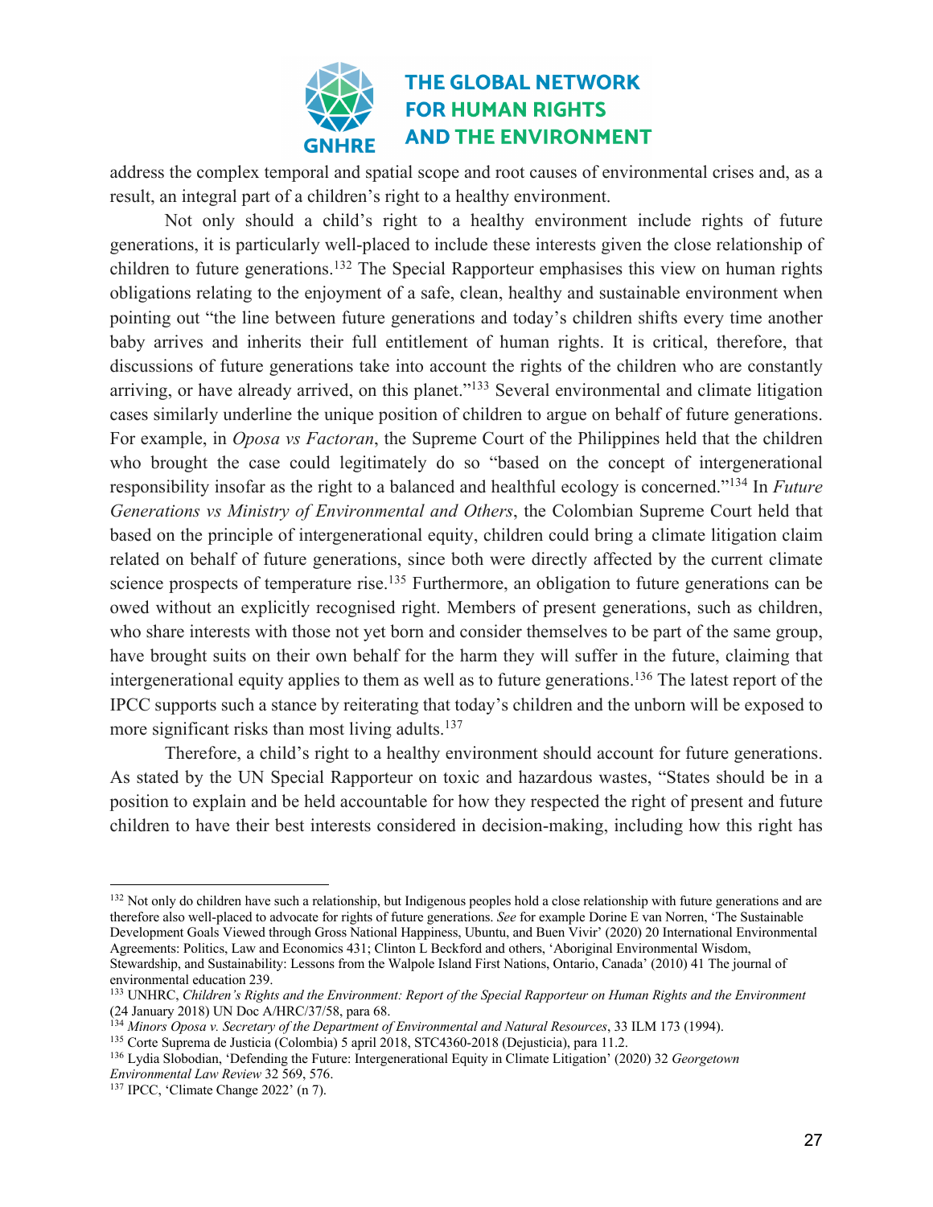address the complex temporal and spatial scope and root causes of environmental crises and, as a result, an integral part of a children's right to a healthy environment.

Not only should a child's right to a healthy environment include rights of future generations, it is particularly well-placed to include these interests given the close relationship of children to future generations.[132] The Special Rapporteur emphasises this view on human rights obligations relating to the enjoyment of a safe, clean, healthy and sustainable environment when pointing out "the line between future generations and today's children shifts every time another baby arrives and inherits their full entitlement of human rights. It is critical, therefore, that discussions of future generations take into account the rights of the children who are constantly arriving, or have already arrived, on this planet."[133] Several environmental and climate litigation cases similarly underline the unique position of children to argue on behalf of future generations. For example, in *Oposa vs Factoran*, the Supreme Court of the Philippines held that the children who brought the case could legitimately do so "based on the concept of intergenerational responsibility insofar as the right to a balanced and healthful ecology is concerned."[134] In *Future Generations vs Ministry of Environmental and Others*, the Colombian Supreme Court held that based on the principle of intergenerational equity, children could bring a climate litigation claim related on behalf of future generations, since both were directly affected by the current climate science prospects of temperature rise.[135] Furthermore, an obligation to future generations can be owed without an explicitly recognised right. Members of present generations, such as children, who share interests with those not yet born and consider themselves to be part of the same group, have brought suits on their own behalf for the harm they will suffer in the future, claiming that intergenerational equity applies to them as well as to future generations.[136] The latest report of the IPCC supports such a stance by reiterating that today's children and the unborn will be exposed to more significant risks than most living adults.[137]

Therefore, a child's right to a healthy environment should account for future generations. As stated by the UN Special Rapporteur on toxic and hazardous wastes, "States should be in a position to explain and be held accountable for how they respected the right of present and future children to have their best interests considered in decision-making, including how this right has

---

[132] Not only do children have such a relationship, but Indigenous peoples hold a close relationship with future generations and are therefore also well-placed to advocate for rights of future generations. *See* for example Dorine E van Norren, 'The Sustainable Development Goals Viewed through Gross National Happiness, Ubuntu, and Buen Vivir' (2020) 20 International Environmental Agreements: Politics, Law and Economics 431; Clinton L Beckford and others, 'Aboriginal Environmental Wisdom, Stewardship, and Sustainability: Lessons from the Walpole Island First Nations, Ontario, Canada' (2010) 41 The journal of environmental education 239.

[133] UNHRC, *Children's Rights and the Environment: Report of the Special Rapporteur on Human Rights and the Environment* (24 January 2018) UN Doc A/HRC/37/58, para 68.

[134] *Minors Oposa v. Secretary of the Department of Environmental and Natural Resources*, 33 ILM 173 (1994).

[135] Corte Suprema de Justicia (Colombia) 5 april 2018, STC4360-2018 (Dejusticia), para 11.2.

[136] Lydia Slobodian, 'Defending the Future: Intergenerational Equity in Climate Litigation' (2020) 32 *Georgetown Environmental Law Review* 32 569, 576.

[137] IPCC, 'Climate Change 2022' (n 7).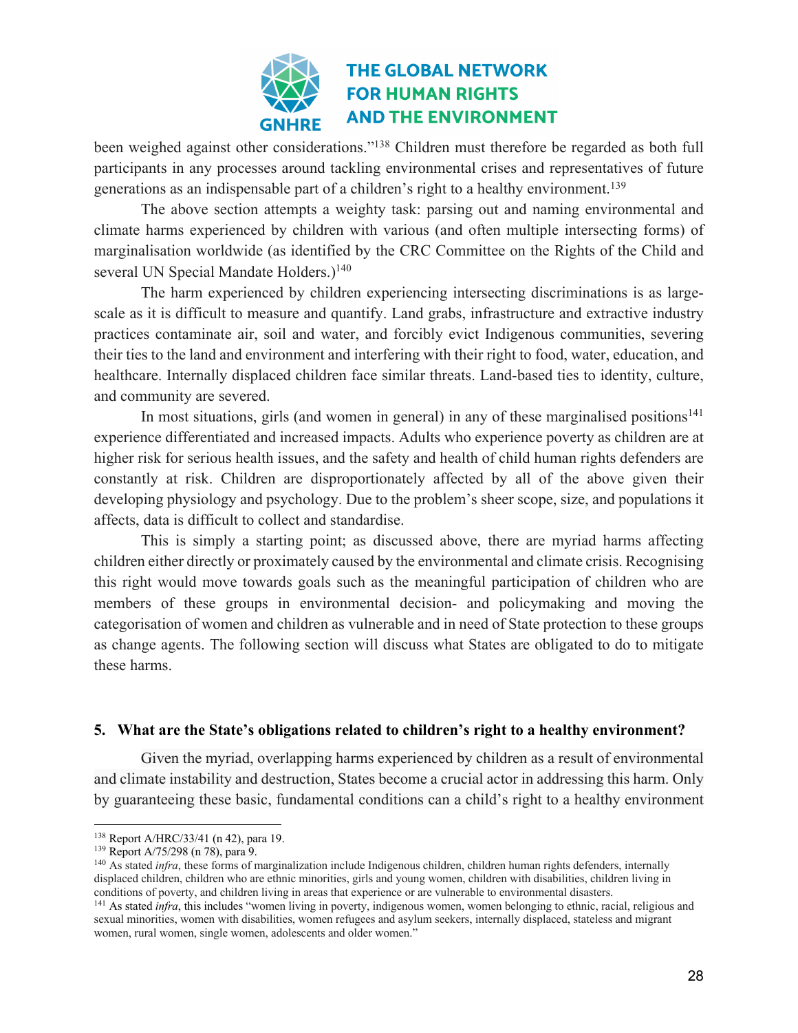been weighed against other considerations."[138] Children must therefore be regarded as both full participants in any processes around tackling environmental crises and representatives of future generations as an indispensable part of a children's right to a healthy environment.[139]

The above section attempts a weighty task: parsing out and naming environmental and climate harms experienced by children with various (and often multiple intersecting forms) of marginalisation worldwide (as identified by the CRC Committee on the Rights of the Child and several UN Special Mandate Holders.)[140]

The harm experienced by children experiencing intersecting discriminations is as large-scale as it is difficult to measure and quantify. Land grabs, infrastructure and extractive industry practices contaminate air, soil and water, and forcibly evict Indigenous communities, severing their ties to the land and environment and interfering with their right to food, water, education, and healthcare. Internally displaced children face similar threats. Land-based ties to identity, culture, and community are severed.

In most situations, girls (and women in general) in any of these marginalised positions[141] experience differentiated and increased impacts. Adults who experience poverty as children are at higher risk for serious health issues, and the safety and health of child human rights defenders are constantly at risk. Children are disproportionately affected by all of the above given their developing physiology and psychology. Due to the problem's sheer scope, size, and populations it affects, data is difficult to collect and standardise.

This is simply a starting point; as discussed above, there are myriad harms affecting children either directly or proximately caused by the environmental and climate crisis. Recognising this right would move towards goals such as the meaningful participation of children who are members of these groups in environmental decision- and policymaking and moving the categorisation of women and children as vulnerable and in need of State protection to these groups as change agents. The following section will discuss what States are obligated to do to mitigate these harms.

## 5. What are the State's obligations related to children's right to a healthy environment?

Given the myriad, overlapping harms experienced by children as a result of environmental and climate instability and destruction, States become a crucial actor in addressing this harm. Only by guaranteeing these basic, fundamental conditions can a child's right to a healthy environment

---

[138] Report A/HRC/33/41 (n 42), para 19.

[139] Report A/75/298 (n 78), para 9.

[140] As stated *infra*, these forms of marginalization include Indigenous children, children human rights defenders, internally displaced children, children who are ethnic minorities, girls and young women, children with disabilities, children living in conditions of poverty, and children living in areas that experience or are vulnerable to environmental disasters.

[141] As stated *infra*, this includes "women living in poverty, indigenous women, women belonging to ethnic, racial, religious and sexual minorities, women with disabilities, women refugees and asylum seekers, internally displaced, stateless and migrant women, rural women, single women, adolescents and older women."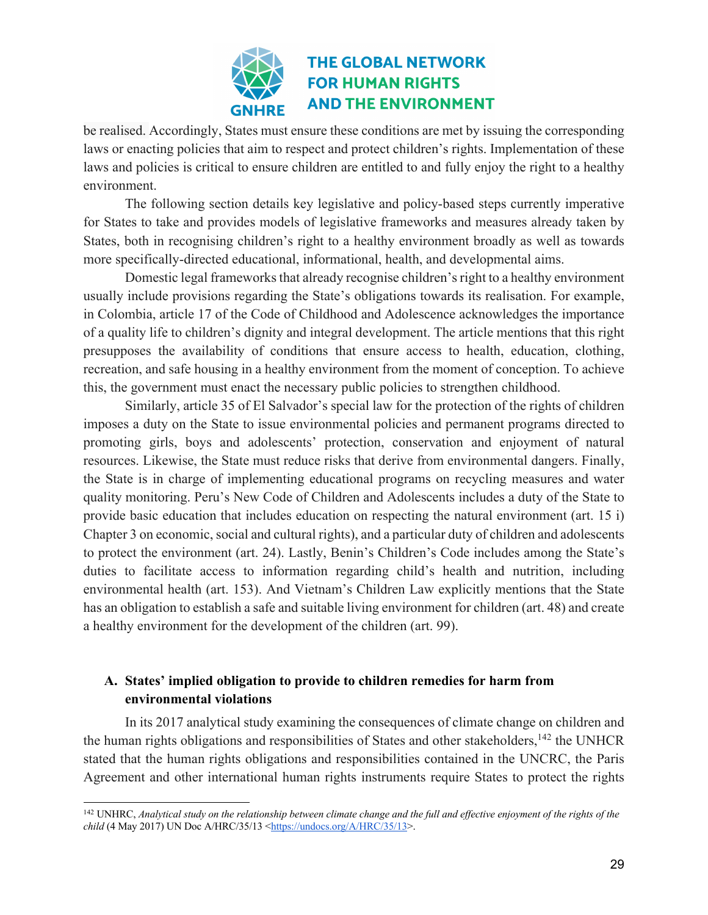be realised. Accordingly, States must ensure these conditions are met by issuing the corresponding laws or enacting policies that aim to respect and protect children's rights. Implementation of these laws and policies is critical to ensure children are entitled to and fully enjoy the right to a healthy environment.

The following section details key legislative and policy-based steps currently imperative for States to take and provides models of legislative frameworks and measures already taken by States, both in recognising children's right to a healthy environment broadly as well as towards more specifically-directed educational, informational, health, and developmental aims.

Domestic legal frameworks that already recognise children's right to a healthy environment usually include provisions regarding the State's obligations towards its realisation. For example, in Colombia, article 17 of the Code of Childhood and Adolescence acknowledges the importance of a quality life to children's dignity and integral development. The article mentions that this right presupposes the availability of conditions that ensure access to health, education, clothing, recreation, and safe housing in a healthy environment from the moment of conception. To achieve this, the government must enact the necessary public policies to strengthen childhood.

Similarly, article 35 of El Salvador's special law for the protection of the rights of children imposes a duty on the State to issue environmental policies and permanent programs directed to promoting girls, boys and adolescents' protection, conservation and enjoyment of natural resources. Likewise, the State must reduce risks that derive from environmental dangers. Finally, the State is in charge of implementing educational programs on recycling measures and water quality monitoring. Peru's New Code of Children and Adolescents includes a duty of the State to provide basic education that includes education on respecting the natural environment (art. 15 i) Chapter 3 on economic, social and cultural rights), and a particular duty of children and adolescents to protect the environment (art. 24). Lastly, Benin's Children's Code includes among the State's duties to facilitate access to information regarding child's health and nutrition, including environmental health (art. 153). And Vietnam's Children Law explicitly mentions that the State has an obligation to establish a safe and suitable living environment for children (art. 48) and create a healthy environment for the development of the children (art. 99).

### A. States' implied obligation to provide to children remedies for harm from environmental violations

In its 2017 analytical study examining the consequences of climate change on children and the human rights obligations and responsibilities of States and other stakeholders,[142] the UNHCR stated that the human rights obligations and responsibilities contained in the UNCRC, the Paris Agreement and other international human rights instruments require States to protect the rights

---

[142] UNHRC, *Analytical study on the relationship between climate change and the full and effective enjoyment of the rights of the child* (4 May 2017) UN Doc A/HRC/35/13 <https://undocs.org/A/HRC/35/13>.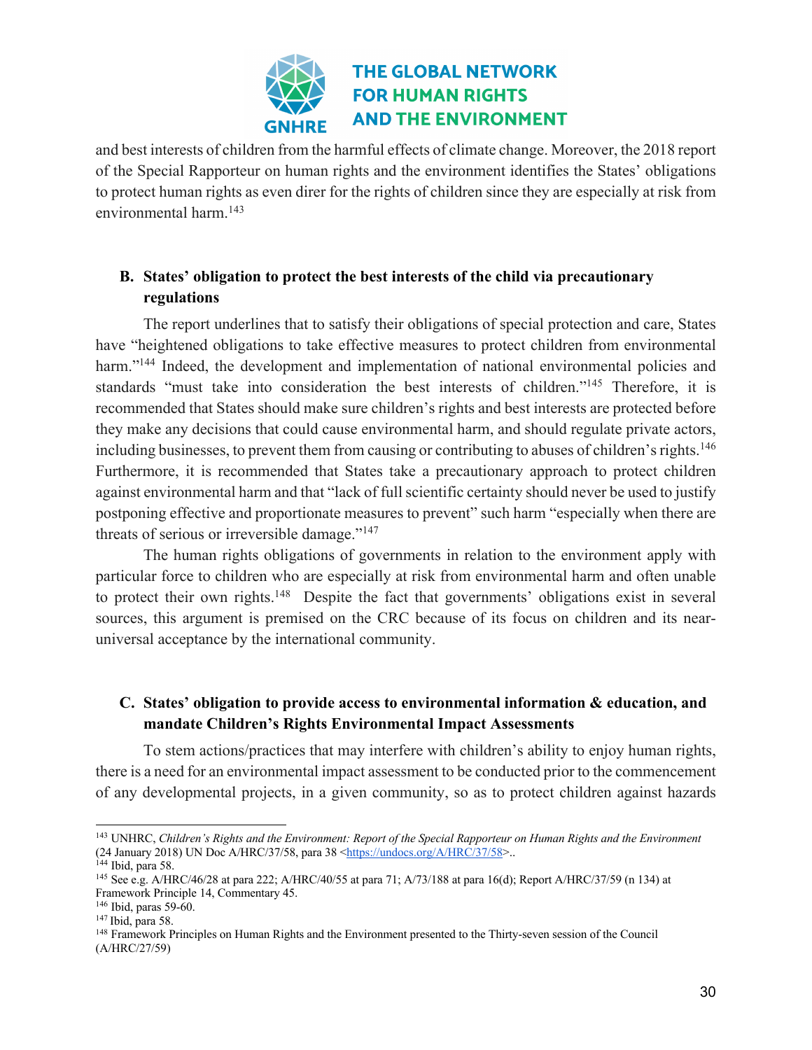and best interests of children from the harmful effects of climate change. Moreover, the 2018 report of the Special Rapporteur on human rights and the environment identifies the States' obligations to protect human rights as even direr for the rights of children since they are especially at risk from environmental harm.[143]

### B. States' obligation to protect the best interests of the child via precautionary regulations

The report underlines that to satisfy their obligations of special protection and care, States have "heightened obligations to take effective measures to protect children from environmental harm."[144] Indeed, the development and implementation of national environmental policies and standards "must take into consideration the best interests of children."[145] Therefore, it is recommended that States should make sure children's rights and best interests are protected before they make any decisions that could cause environmental harm, and should regulate private actors, including businesses, to prevent them from causing or contributing to abuses of children's rights.[146] Furthermore, it is recommended that States take a precautionary approach to protect children against environmental harm and that "lack of full scientific certainty should never be used to justify postponing effective and proportionate measures to prevent" such harm "especially when there are threats of serious or irreversible damage."[147]

The human rights obligations of governments in relation to the environment apply with particular force to children who are especially at risk from environmental harm and often unable to protect their own rights.[148] Despite the fact that governments' obligations exist in several sources, this argument is premised on the CRC because of its focus on children and its near-universal acceptance by the international community.

### C. States' obligation to provide access to environmental information & education, and mandate Children's Rights Environmental Impact Assessments

To stem actions/practices that may interfere with children's ability to enjoy human rights, there is a need for an environmental impact assessment to be conducted prior to the commencement of any developmental projects, in a given community, so as to protect children against hazards

---

[143] UNHRC, *Children's Rights and the Environment: Report of the Special Rapporteur on Human Rights and the Environment* (24 January 2018) UN Doc A/HRC/37/58, para 38 <https://undocs.org/A/HRC/37/58>..

[144] Ibid, para 58.

[145] See e.g. A/HRC/46/28 at para 222; A/HRC/40/55 at para 71; A/73/188 at para 16(d); Report A/HRC/37/59 (n 134) at Framework Principle 14, Commentary 45.

[146] Ibid, paras 59-60.

[147] Ibid, para 58.

[148] Framework Principles on Human Rights and the Environment presented to the Thirty-seven session of the Council (A/HRC/27/59)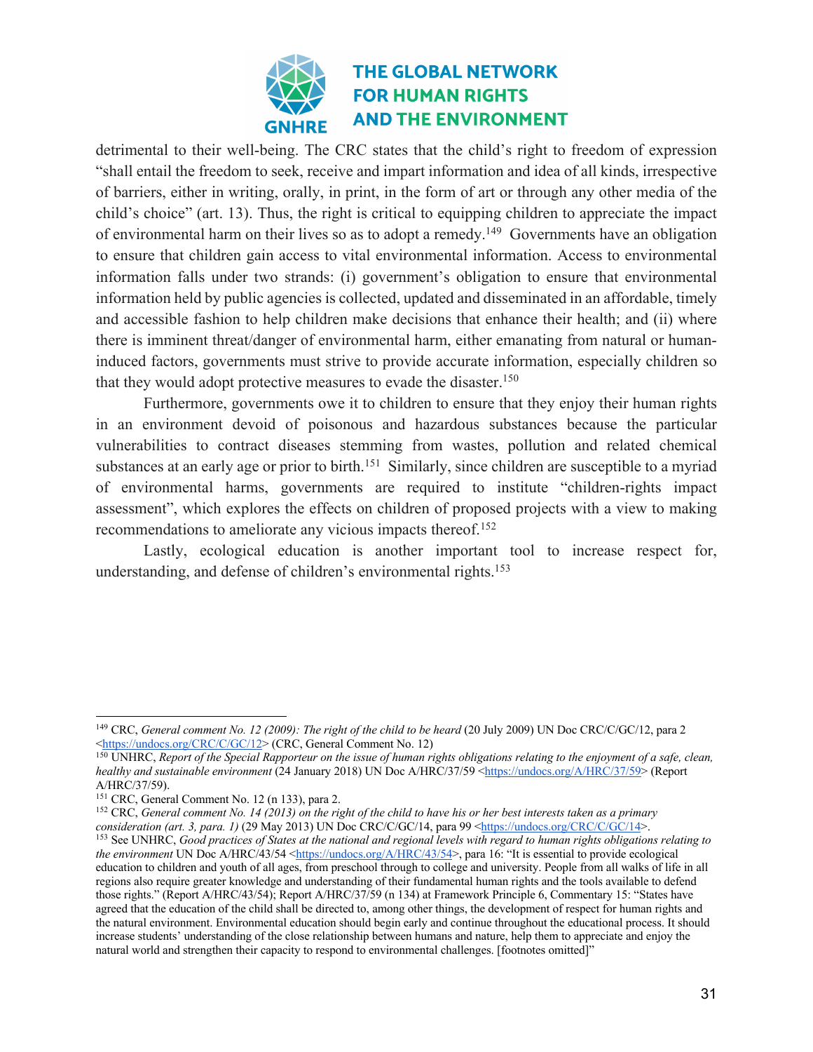detrimental to their well-being. The CRC states that the child's right to freedom of expression "shall entail the freedom to seek, receive and impart information and idea of all kinds, irrespective of barriers, either in writing, orally, in print, in the form of art or through any other media of the child's choice" (art. 13). Thus, the right is critical to equipping children to appreciate the impact of environmental harm on their lives so as to adopt a remedy.[149] Governments have an obligation to ensure that children gain access to vital environmental information. Access to environmental information falls under two strands: (i) government's obligation to ensure that environmental information held by public agencies is collected, updated and disseminated in an affordable, timely and accessible fashion to help children make decisions that enhance their health; and (ii) where there is imminent threat/danger of environmental harm, either emanating from natural or human-induced factors, governments must strive to provide accurate information, especially children so that they would adopt protective measures to evade the disaster.[150]

Furthermore, governments owe it to children to ensure that they enjoy their human rights in an environment devoid of poisonous and hazardous substances because the particular vulnerabilities to contract diseases stemming from wastes, pollution and related chemical substances at an early age or prior to birth.[151] Similarly, since children are susceptible to a myriad of environmental harms, governments are required to institute "children-rights impact assessment", which explores the effects on children of proposed projects with a view to making recommendations to ameliorate any vicious impacts thereof.[152]

Lastly, ecological education is another important tool to increase respect for, understanding, and defense of children's environmental rights.[153]

---

[149] CRC, *General comment No. 12 (2009): The right of the child to be heard* (20 July 2009) UN Doc CRC/C/GC/12, para 2 <https://undocs.org/CRC/C/GC/12> (CRC, General Comment No. 12)

[150] UNHRC, *Report of the Special Rapporteur on the issue of human rights obligations relating to the enjoyment of a safe, clean, healthy and sustainable environment* (24 January 2018) UN Doc A/HRC/37/59 <https://undocs.org/A/HRC/37/59> (Report A/HRC/37/59).

[151] CRC, General Comment No. 12 (n 133), para 2.

[152] CRC, *General comment No. 14 (2013) on the right of the child to have his or her best interests taken as a primary consideration (art. 3, para. 1)* (29 May 2013) UN Doc CRC/C/GC/14, para 99 <https://undocs.org/CRC/C/GC/14>.

[153] See UNHRC, *Good practices of States at the national and regional levels with regard to human rights obligations relating to the environment* UN Doc A/HRC/43/54 <https://undocs.org/A/HRC/43/54>, para 16: "It is essential to provide ecological education to children and youth of all ages, from preschool through to college and university. People from all walks of life in all regions also require greater knowledge and understanding of their fundamental human rights and the tools available to defend those rights." (Report A/HRC/43/54); Report A/HRC/37/59 (n 134) at Framework Principle 6, Commentary 15: "States have agreed that the education of the child shall be directed to, among other things, the development of respect for human rights and the natural environment. Environmental education should begin early and continue throughout the educational process. It should increase students' understanding of the close relationship between humans and nature, help them to appreciate and enjoy the natural world and strengthen their capacity to respond to environmental challenges. [footnotes omitted]"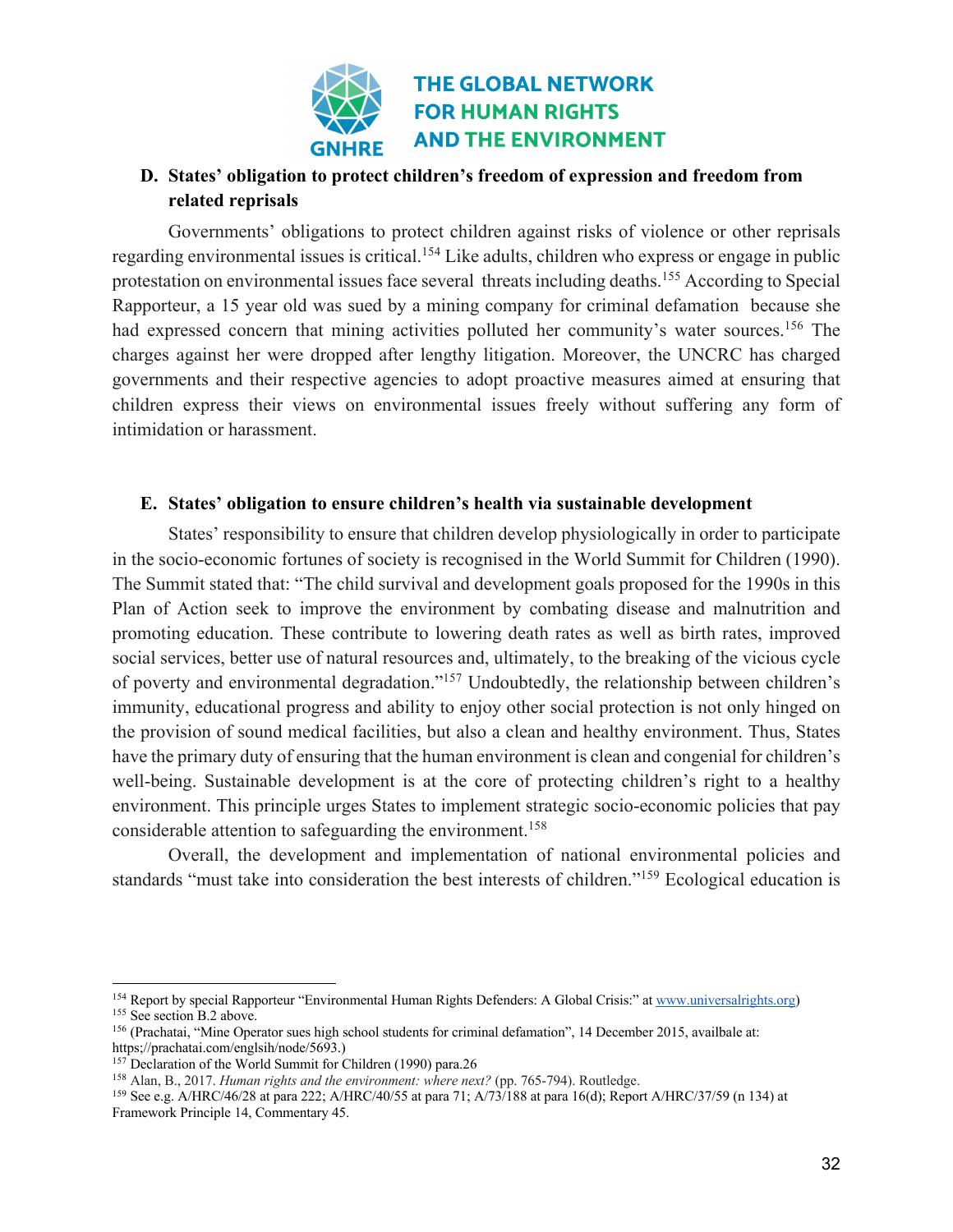### D. States' obligation to protect children's freedom of expression and freedom from related reprisals

Governments' obligations to protect children against risks of violence or other reprisals regarding environmental issues is critical.[154] Like adults, children who express or engage in public protestation on environmental issues face several threats including deaths.[155] According to Special Rapporteur, a 15 year old was sued by a mining company for criminal defamation because she had expressed concern that mining activities polluted her community's water sources.[156] The charges against her were dropped after lengthy litigation. Moreover, the UNCRC has charged governments and their respective agencies to adopt proactive measures aimed at ensuring that children express their views on environmental issues freely without suffering any form of intimidation or harassment.

### E. States' obligation to ensure children's health via sustainable development

States' responsibility to ensure that children develop physiologically in order to participate in the socio-economic fortunes of society is recognised in the World Summit for Children (1990). The Summit stated that: "The child survival and development goals proposed for the 1990s in this Plan of Action seek to improve the environment by combating disease and malnutrition and promoting education. These contribute to lowering death rates as well as birth rates, improved social services, better use of natural resources and, ultimately, to the breaking of the vicious cycle of poverty and environmental degradation."[157] Undoubtedly, the relationship between children's immunity, educational progress and ability to enjoy other social protection is not only hinged on the provision of sound medical facilities, but also a clean and healthy environment. Thus, States have the primary duty of ensuring that the human environment is clean and congenial for children's well-being. Sustainable development is at the core of protecting children's right to a healthy environment. This principle urges States to implement strategic socio-economic policies that pay considerable attention to safeguarding the environment.[158]

Overall, the development and implementation of national environmental policies and standards "must take into consideration the best interests of children."[159] Ecological education is

---

[154] Report by special Rapporteur "Environmental Human Rights Defenders: A Global Crisis:" at www.universalrights.org)

[155] See section B.2 above.

[156] (Prachatai, "Mine Operator sues high school students for criminal defamation", 14 December 2015, availbale at: https;//prachatai.com/englsih/node/5693.)

[157] Declaration of the World Summit for Children (1990) para.26

[158] Alan, B., 2017. *Human rights and the environment: where next?* (pp. 765-794). Routledge.

[159] See e.g. A/HRC/46/28 at para 222; A/HRC/40/55 at para 71; A/73/188 at para 16(d); Report A/HRC/37/59 (n 134) at Framework Principle 14, Commentary 45.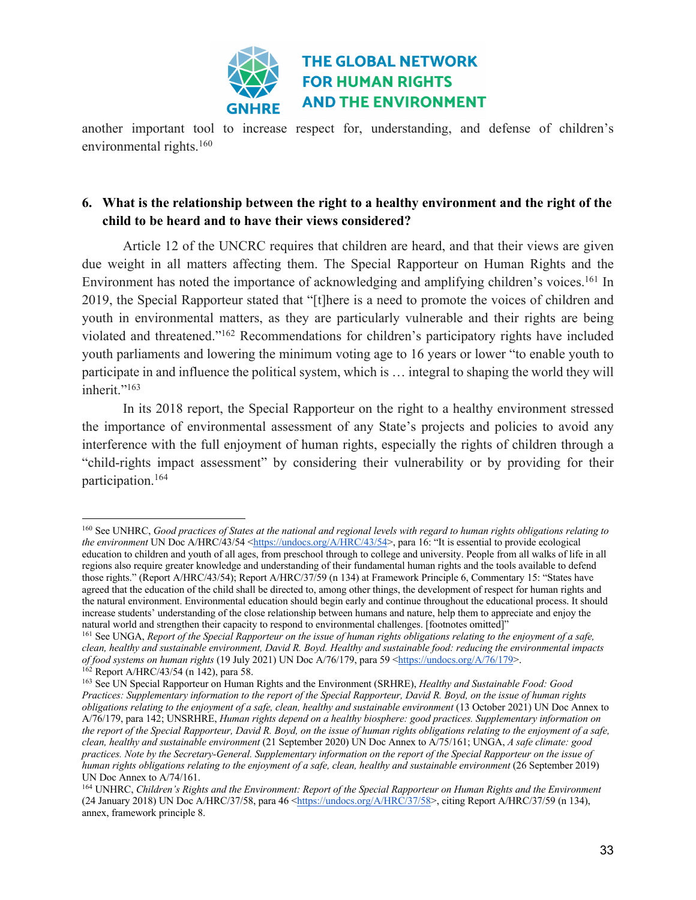another important tool to increase respect for, understanding, and defense of children's environmental rights.[160]

## 6. What is the relationship between the right to a healthy environment and the right of the child to be heard and to have their views considered?

Article 12 of the UNCRC requires that children are heard, and that their views are given due weight in all matters affecting them. The Special Rapporteur on Human Rights and the Environment has noted the importance of acknowledging and amplifying children's voices.[161] In 2019, the Special Rapporteur stated that "[t]here is a need to promote the voices of children and youth in environmental matters, as they are particularly vulnerable and their rights are being violated and threatened."[162] Recommendations for children's participatory rights have included youth parliaments and lowering the minimum voting age to 16 years or lower "to enable youth to participate in and influence the political system, which is … integral to shaping the world they will inherit."[163]

In its 2018 report, the Special Rapporteur on the right to a healthy environment stressed the importance of environmental assessment of any State's projects and policies to avoid any interference with the full enjoyment of human rights, especially the rights of children through a "child-rights impact assessment" by considering their vulnerability or by providing for their participation.[164]

---

[160] See UNHRC, *Good practices of States at the national and regional levels with regard to human rights obligations relating to the environment* UN Doc A/HRC/43/54 <https://undocs.org/A/HRC/43/54>, para 16: "It is essential to provide ecological education to children and youth of all ages, from preschool through to college and university. People from all walks of life in all regions also require greater knowledge and understanding of their fundamental human rights and the tools available to defend those rights." (Report A/HRC/43/54); Report A/HRC/37/59 (n 134) at Framework Principle 6, Commentary 15: "States have agreed that the education of the child shall be directed to, among other things, the development of respect for human rights and the natural environment. Environmental education should begin early and continue throughout the educational process. It should increase students' understanding of the close relationship between humans and nature, help them to appreciate and enjoy the natural world and strengthen their capacity to respond to environmental challenges. [footnotes omitted]"

[161] See UNGA, *Report of the Special Rapporteur on the issue of human rights obligations relating to the enjoyment of a safe, clean, healthy and sustainable environment, David R. Boyd. Healthy and sustainable food: reducing the environmental impacts of food systems on human rights* (19 July 2021) UN Doc A/76/179, para 59 <https://undocs.org/A/76/179>.

[162] Report A/HRC/43/54 (n 142), para 58.

[163] See UN Special Rapporteur on Human Rights and the Environment (SRHRE), *Healthy and Sustainable Food: Good Practices: Supplementary information to the report of the Special Rapporteur, David R. Boyd, on the issue of human rights obligations relating to the enjoyment of a safe, clean, healthy and sustainable environment* (13 October 2021) UN Doc Annex to A/76/179, para 142; UNSRHRE, *Human rights depend on a healthy biosphere: good practices. Supplementary information on the report of the Special Rapporteur, David R. Boyd, on the issue of human rights obligations relating to the enjoyment of a safe, clean, healthy and sustainable environment* (21 September 2020) UN Doc Annex to A/75/161; UNGA, *A safe climate: good practices. Note by the Secretary-General. Supplementary information on the report of the Special Rapporteur on the issue of human rights obligations relating to the enjoyment of a safe, clean, healthy and sustainable environment* (26 September 2019) UN Doc Annex to A/74/161.

[164] UNHRC, *Children's Rights and the Environment: Report of the Special Rapporteur on Human Rights and the Environment* (24 January 2018) UN Doc A/HRC/37/58, para 46 <https://undocs.org/A/HRC/37/58>, citing Report A/HRC/37/59 (n 134), annex, framework principle 8.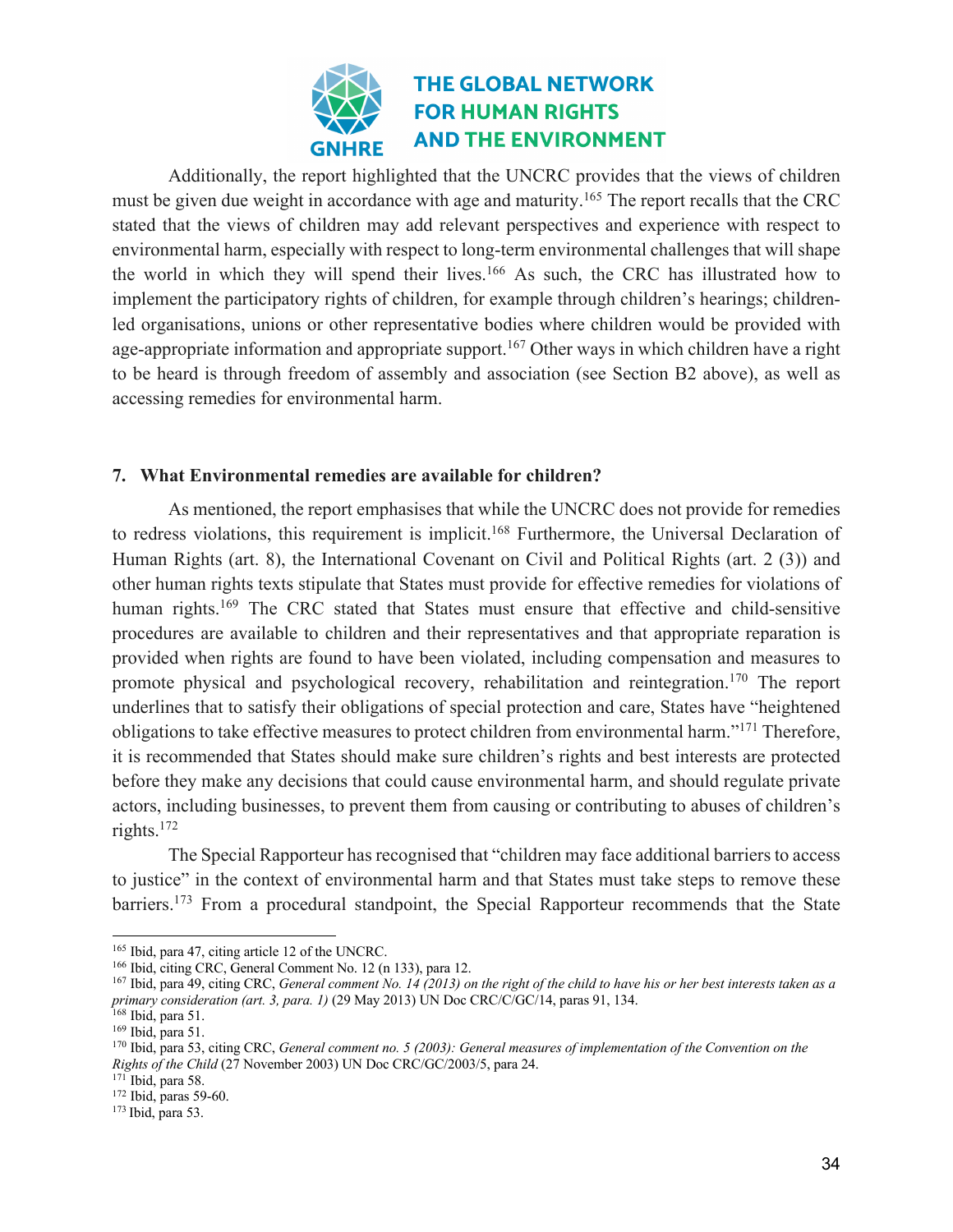Additionally, the report highlighted that the UNCRC provides that the views of children must be given due weight in accordance with age and maturity.[165] The report recalls that the CRC stated that the views of children may add relevant perspectives and experience with respect to environmental harm, especially with respect to long-term environmental challenges that will shape the world in which they will spend their lives.[166] As such, the CRC has illustrated how to implement the participatory rights of children, for example through children's hearings; children-led organisations, unions or other representative bodies where children would be provided with age-appropriate information and appropriate support.[167] Other ways in which children have a right to be heard is through freedom of assembly and association (see Section B2 above), as well as accessing remedies for environmental harm.

## 7. What Environmental remedies are available for children?

As mentioned, the report emphasises that while the UNCRC does not provide for remedies to redress violations, this requirement is implicit.[168] Furthermore, the Universal Declaration of Human Rights (art. 8), the International Covenant on Civil and Political Rights (art. 2 (3)) and other human rights texts stipulate that States must provide for effective remedies for violations of human rights.[169] The CRC stated that States must ensure that effective and child-sensitive procedures are available to children and their representatives and that appropriate reparation is provided when rights are found to have been violated, including compensation and measures to promote physical and psychological recovery, rehabilitation and reintegration.[170] The report underlines that to satisfy their obligations of special protection and care, States have "heightened obligations to take effective measures to protect children from environmental harm."[171] Therefore, it is recommended that States should make sure children's rights and best interests are protected before they make any decisions that could cause environmental harm, and should regulate private actors, including businesses, to prevent them from causing or contributing to abuses of children's rights.[172]

The Special Rapporteur has recognised that "children may face additional barriers to access to justice" in the context of environmental harm and that States must take steps to remove these barriers.[173] From a procedural standpoint, the Special Rapporteur recommends that the State

---

[165] Ibid, para 47, citing article 12 of the UNCRC.
[166] Ibid, citing CRC, General Comment No. 12 (n 133), para 12.
[167] Ibid, para 49, citing CRC, *General comment No. 14 (2013) on the right of the child to have his or her best interests taken as a primary consideration (art. 3, para. 1)* (29 May 2013) UN Doc CRC/C/GC/14, paras 91, 134.
[168] Ibid, para 51.
[169] Ibid, para 51.
[170] Ibid, para 53, citing CRC, *General comment no. 5 (2003): General measures of implementation of the Convention on the Rights of the Child* (27 November 2003) UN Doc CRC/GC/2003/5, para 24.
[171] Ibid, para 58.
[172] Ibid, paras 59-60.
[173] Ibid, para 53.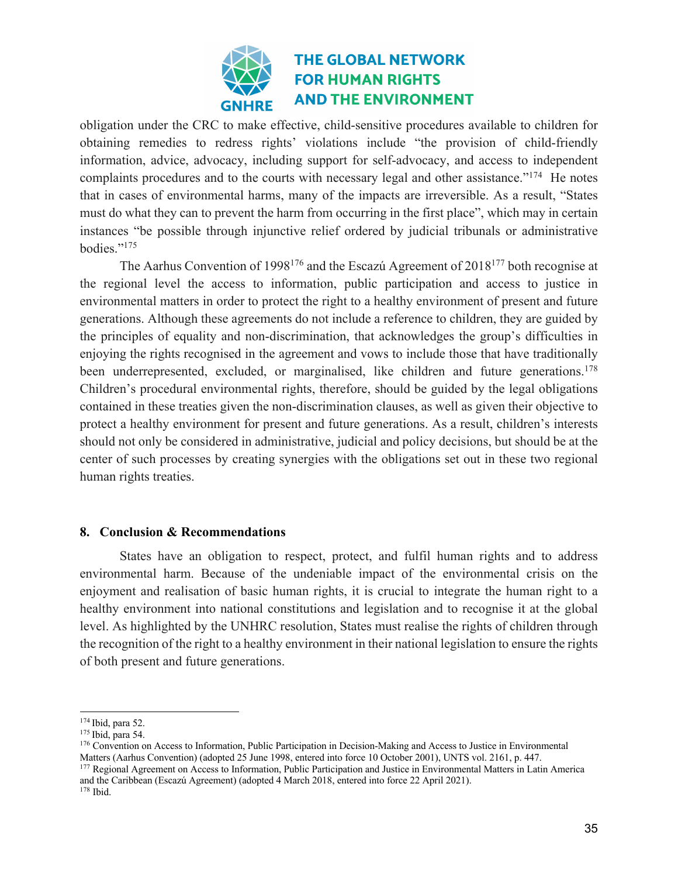obligation under the CRC to make effective, child-sensitive procedures available to children for obtaining remedies to redress rights' violations include "the provision of child-friendly information, advice, advocacy, including support for self-advocacy, and access to independent complaints procedures and to the courts with necessary legal and other assistance."[174] He notes that in cases of environmental harms, many of the impacts are irreversible. As a result, "States must do what they can to prevent the harm from occurring in the first place", which may in certain instances "be possible through injunctive relief ordered by judicial tribunals or administrative bodies."[175]

The Aarhus Convention of 1998[176] and the Escazú Agreement of 2018[177] both recognise at the regional level the access to information, public participation and access to justice in environmental matters in order to protect the right to a healthy environment of present and future generations. Although these agreements do not include a reference to children, they are guided by the principles of equality and non-discrimination, that acknowledges the group's difficulties in enjoying the rights recognised in the agreement and vows to include those that have traditionally been underrepresented, excluded, or marginalised, like children and future generations.[178] Children's procedural environmental rights, therefore, should be guided by the legal obligations contained in these treaties given the non-discrimination clauses, as well as given their objective to protect a healthy environment for present and future generations. As a result, children's interests should not only be considered in administrative, judicial and policy decisions, but should be at the center of such processes by creating synergies with the obligations set out in these two regional human rights treaties.

## 8. Conclusion & Recommendations

States have an obligation to respect, protect, and fulfil human rights and to address environmental harm. Because of the undeniable impact of the environmental crisis on the enjoyment and realisation of basic human rights, it is crucial to integrate the human right to a healthy environment into national constitutions and legislation and to recognise it at the global level. As highlighted by the UNHRC resolution, States must realise the rights of children through the recognition of the right to a healthy environment in their national legislation to ensure the rights of both present and future generations.

---

[174] Ibid, para 52.

[175] Ibid, para 54.

[176] Convention on Access to Information, Public Participation in Decision-Making and Access to Justice in Environmental Matters (Aarhus Convention) (adopted 25 June 1998, entered into force 10 October 2001), UNTS vol. 2161, p. 447.

[177] Regional Agreement on Access to Information, Public Participation and Justice in Environmental Matters in Latin America and the Caribbean (Escazú Agreement) (adopted 4 March 2018, entered into force 22 April 2021).

[178] Ibid.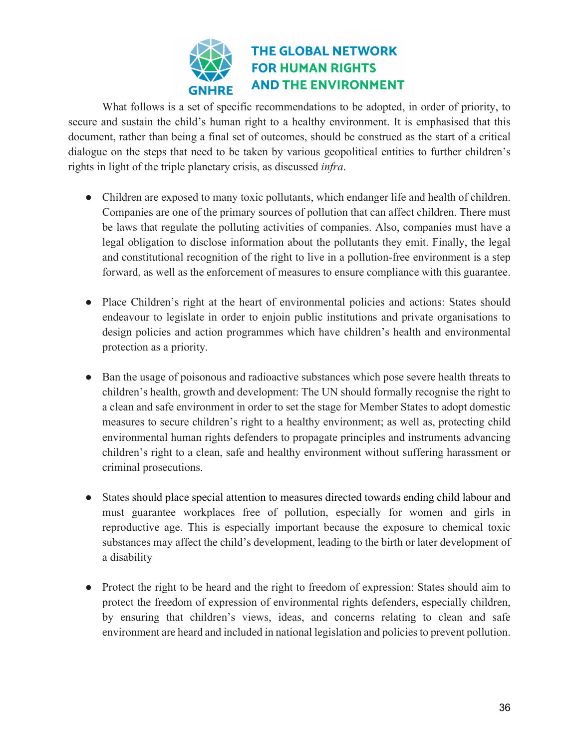What follows is a set of specific recommendations to be adopted, in order of priority, to secure and sustain the child's human right to a healthy environment. It is emphasised that this document, rather than being a final set of outcomes, should be construed as the start of a critical dialogue on the steps that need to be taken by various geopolitical entities to further children's rights in light of the triple planetary crisis, as discussed *infra*.

- Children are exposed to many toxic pollutants, which endanger life and health of children. Companies are one of the primary sources of pollution that can affect children. There must be laws that regulate the polluting activities of companies. Also, companies must have a legal obligation to disclose information about the pollutants they emit. Finally, the legal and constitutional recognition of the right to live in a pollution-free environment is a step forward, as well as the enforcement of measures to ensure compliance with this guarantee.

- Place Children's right at the heart of environmental policies and actions: States should endeavour to legislate in order to enjoin public institutions and private organisations to design policies and action programmes which have children's health and environmental protection as a priority.

- Ban the usage of poisonous and radioactive substances which pose severe health threats to children's health, growth and development: The UN should formally recognise the right to a clean and safe environment in order to set the stage for Member States to adopt domestic measures to secure children's right to a healthy environment; as well as, protecting child environmental human rights defenders to propagate principles and instruments advancing children's right to a clean, safe and healthy environment without suffering harassment or criminal prosecutions.

- States should place special attention to measures directed towards ending child labour and must guarantee workplaces free of pollution, especially for women and girls in reproductive age. This is especially important because the exposure to chemical toxic substances may affect the child's development, leading to the birth or later development of a disability

- Protect the right to be heard and the right to freedom of expression: States should aim to protect the freedom of expression of environmental rights defenders, especially children, by ensuring that children's views, ideas, and concerns relating to clean and safe environment are heard and included in national legislation and policies to prevent pollution.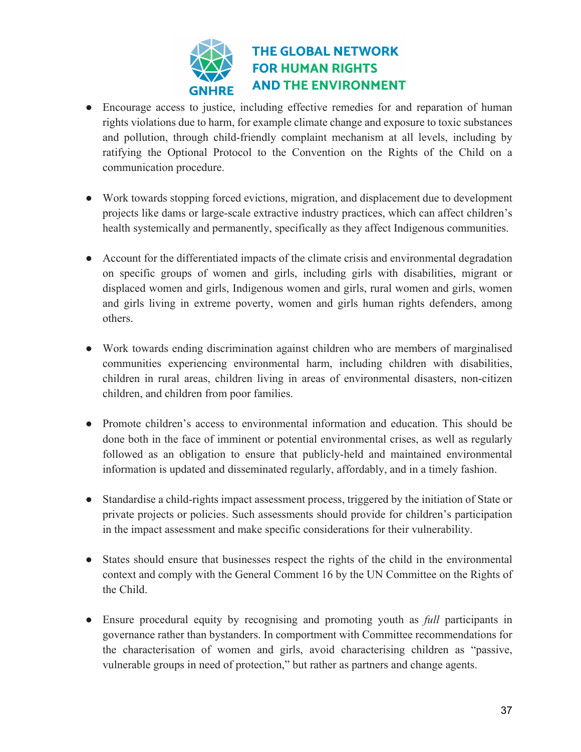- Encourage access to justice, including effective remedies for and reparation of human rights violations due to harm, for example climate change and exposure to toxic substances and pollution, through child-friendly complaint mechanism at all levels, including by ratifying the Optional Protocol to the Convention on the Rights of the Child on a communication procedure.

- Work towards stopping forced evictions, migration, and displacement due to development projects like dams or large-scale extractive industry practices, which can affect children's health systemically and permanently, specifically as they affect Indigenous communities.

- Account for the differentiated impacts of the climate crisis and environmental degradation on specific groups of women and girls, including girls with disabilities, migrant or displaced women and girls, Indigenous women and girls, rural women and girls, women and girls living in extreme poverty, women and girls human rights defenders, among others.

- Work towards ending discrimination against children who are members of marginalised communities experiencing environmental harm, including children with disabilities, children in rural areas, children living in areas of environmental disasters, non-citizen children, and children from poor families.

- Promote children's access to environmental information and education. This should be done both in the face of imminent or potential environmental crises, as well as regularly followed as an obligation to ensure that publicly-held and maintained environmental information is updated and disseminated regularly, affordably, and in a timely fashion.

- Standardise a child-rights impact assessment process, triggered by the initiation of State or private projects or policies. Such assessments should provide for children's participation in the impact assessment and make specific considerations for their vulnerability.

- States should ensure that businesses respect the rights of the child in the environmental context and comply with the General Comment 16 by the UN Committee on the Rights of the Child.

- Ensure procedural equity by recognising and promoting youth as *full* participants in governance rather than bystanders. In comportment with Committee recommendations for the characterisation of women and girls, avoid characterising children as "passive, vulnerable groups in need of protection," but rather as partners and change agents.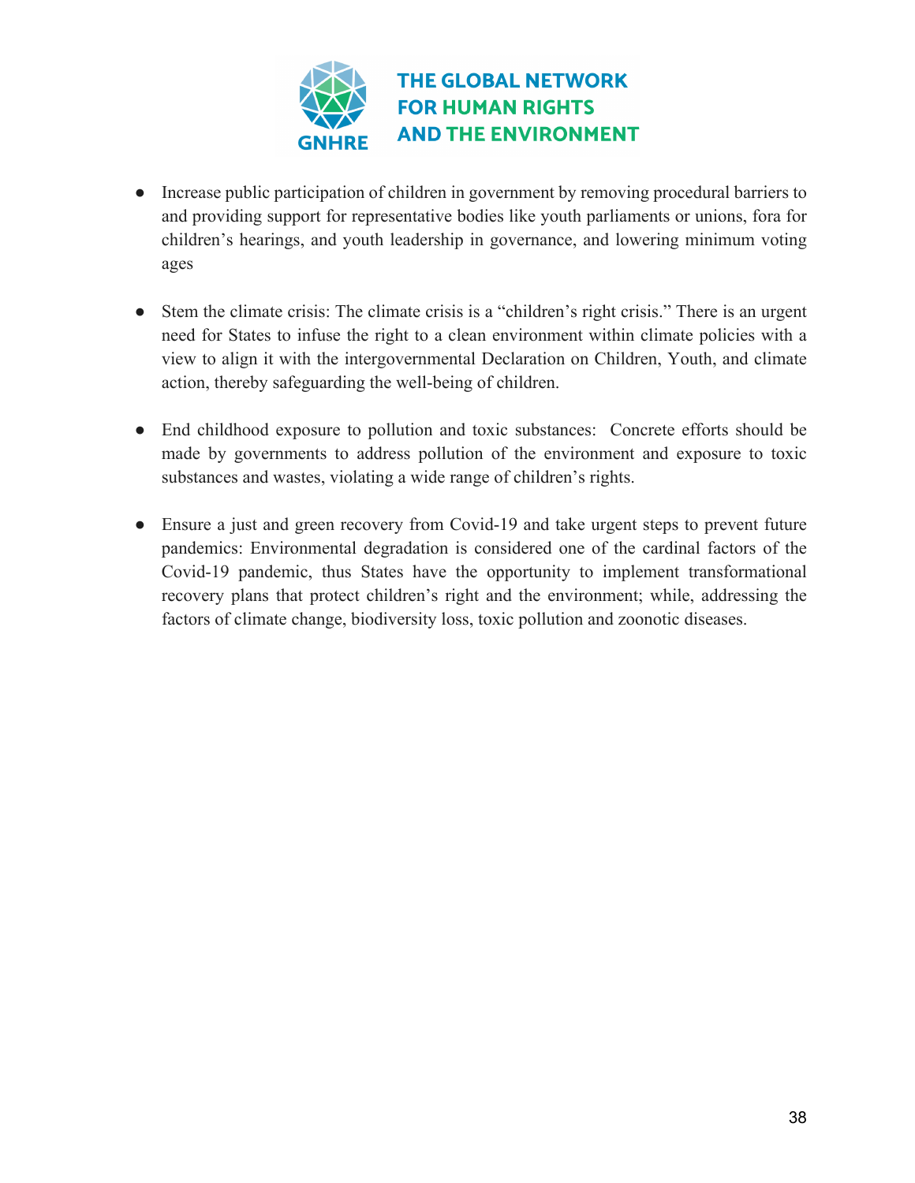- Increase public participation of children in government by removing procedural barriers to and providing support for representative bodies like youth parliaments or unions, fora for children's hearings, and youth leadership in governance, and lowering minimum voting ages

- Stem the climate crisis: The climate crisis is a "children's right crisis." There is an urgent need for States to infuse the right to a clean environment within climate policies with a view to align it with the intergovernmental Declaration on Children, Youth, and climate action, thereby safeguarding the well-being of children.

- End childhood exposure to pollution and toxic substances: Concrete efforts should be made by governments to address pollution of the environment and exposure to toxic substances and wastes, violating a wide range of children's rights.

- Ensure a just and green recovery from Covid-19 and take urgent steps to prevent future pandemics: Environmental degradation is considered one of the cardinal factors of the Covid-19 pandemic, thus States have the opportunity to implement transformational recovery plans that protect children's right and the environment; while, addressing the factors of climate change, biodiversity loss, toxic pollution and zoonotic diseases.